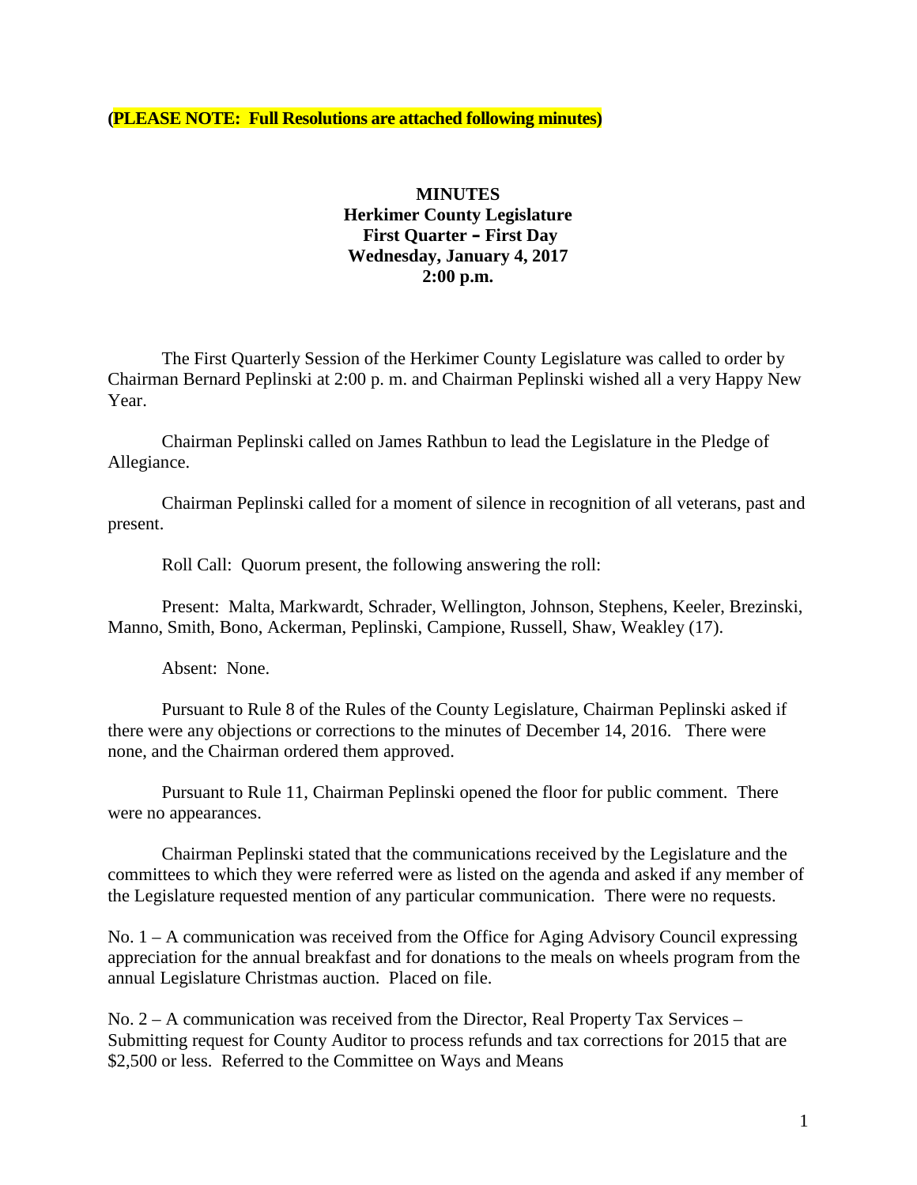**(PLEASE NOTE: Full Resolutions are attached following minutes)**

**MINUTES**
**Herkimer County Legislature**
**First Quarter – First Day**
**Wednesday, January 4, 2017**
**2:00 p.m.**

The First Quarterly Session of the Herkimer County Legislature was called to order by Chairman Bernard Peplinski at 2:00 p. m. and Chairman Peplinski wished all a very Happy New Year.

Chairman Peplinski called on James Rathbun to lead the Legislature in the Pledge of Allegiance.

Chairman Peplinski called for a moment of silence in recognition of all veterans, past and present.

Roll Call: Quorum present, the following answering the roll:

Present: Malta, Markwardt, Schrader, Wellington, Johnson, Stephens, Keeler, Brezinski, Manno, Smith, Bono, Ackerman, Peplinski, Campione, Russell, Shaw, Weakley (17).

Absent: None.

Pursuant to Rule 8 of the Rules of the County Legislature, Chairman Peplinski asked if there were any objections or corrections to the minutes of December 14, 2016. There were none, and the Chairman ordered them approved.

Pursuant to Rule 11, Chairman Peplinski opened the floor for public comment. There were no appearances.

Chairman Peplinski stated that the communications received by the Legislature and the committees to which they were referred were as listed on the agenda and asked if any member of the Legislature requested mention of any particular communication. There were no requests.

No. 1 – A communication was received from the Office for Aging Advisory Council expressing appreciation for the annual breakfast and for donations to the meals on wheels program from the annual Legislature Christmas auction. Placed on file.

No. 2 – A communication was received from the Director, Real Property Tax Services – Submitting request for County Auditor to process refunds and tax corrections for 2015 that are $2,500 or less. Referred to the Committee on Ways and Means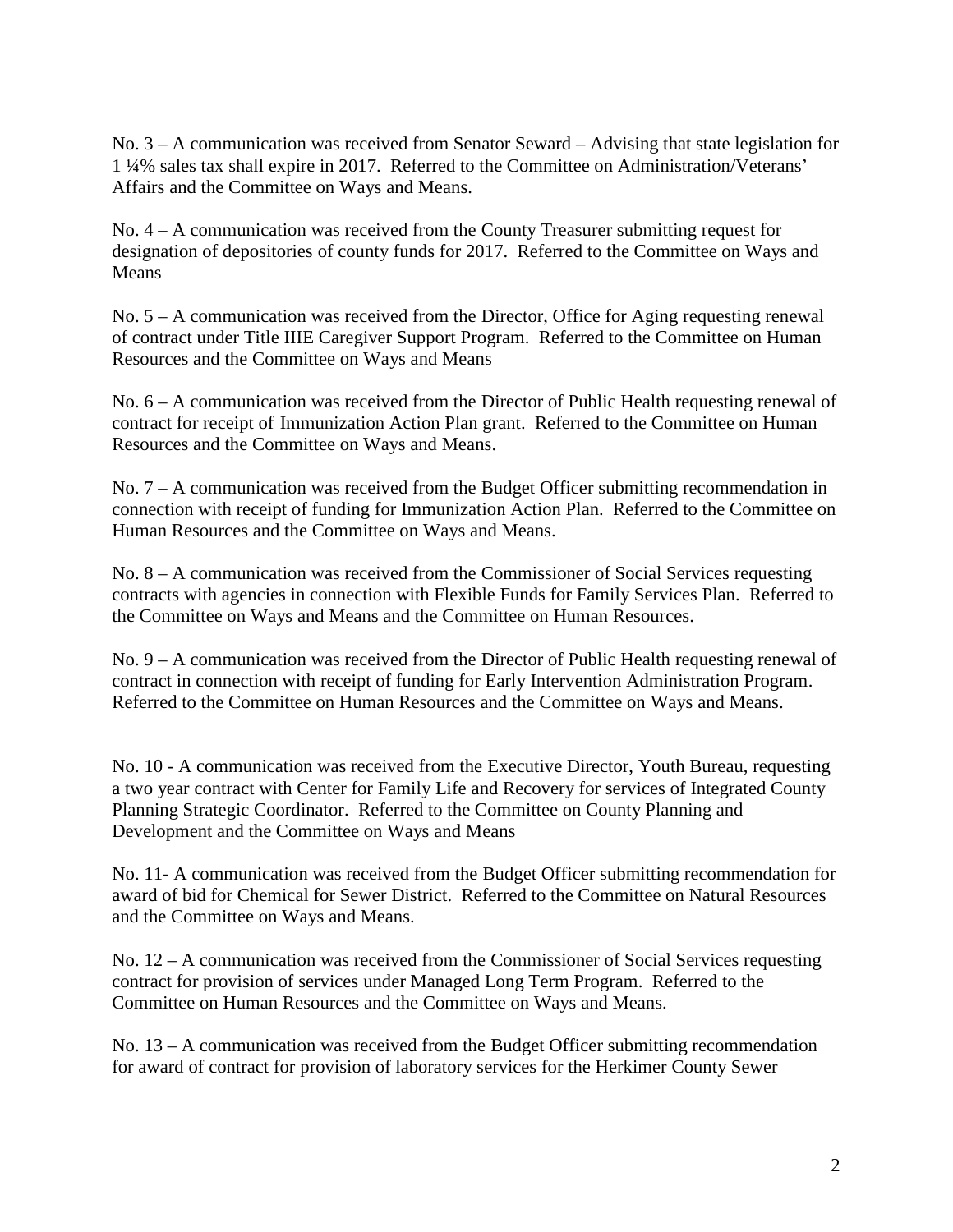No. 3 – A communication was received from Senator Seward – Advising that state legislation for 1 ¼% sales tax shall expire in 2017. Referred to the Committee on Administration/Veterans' Affairs and the Committee on Ways and Means.

No. 4 – A communication was received from the County Treasurer submitting request for designation of depositories of county funds for 2017. Referred to the Committee on Ways and Means

No. 5 – A communication was received from the Director, Office for Aging requesting renewal of contract under Title IIIE Caregiver Support Program. Referred to the Committee on Human Resources and the Committee on Ways and Means

No. 6 – A communication was received from the Director of Public Health requesting renewal of contract for receipt of Immunization Action Plan grant. Referred to the Committee on Human Resources and the Committee on Ways and Means.

No. 7 – A communication was received from the Budget Officer submitting recommendation in connection with receipt of funding for Immunization Action Plan. Referred to the Committee on Human Resources and the Committee on Ways and Means.

No. 8 – A communication was received from the Commissioner of Social Services requesting contracts with agencies in connection with Flexible Funds for Family Services Plan. Referred to the Committee on Ways and Means and the Committee on Human Resources.

No. 9 – A communication was received from the Director of Public Health requesting renewal of contract in connection with receipt of funding for Early Intervention Administration Program. Referred to the Committee on Human Resources and the Committee on Ways and Means.

No. 10 - A communication was received from the Executive Director, Youth Bureau, requesting a two year contract with Center for Family Life and Recovery for services of Integrated County Planning Strategic Coordinator. Referred to the Committee on County Planning and Development and the Committee on Ways and Means

No. 11- A communication was received from the Budget Officer submitting recommendation for award of bid for Chemical for Sewer District. Referred to the Committee on Natural Resources and the Committee on Ways and Means.

No. 12 – A communication was received from the Commissioner of Social Services requesting contract for provision of services under Managed Long Term Program. Referred to the Committee on Human Resources and the Committee on Ways and Means.

No. 13 – A communication was received from the Budget Officer submitting recommendation for award of contract for provision of laboratory services for the Herkimer County Sewer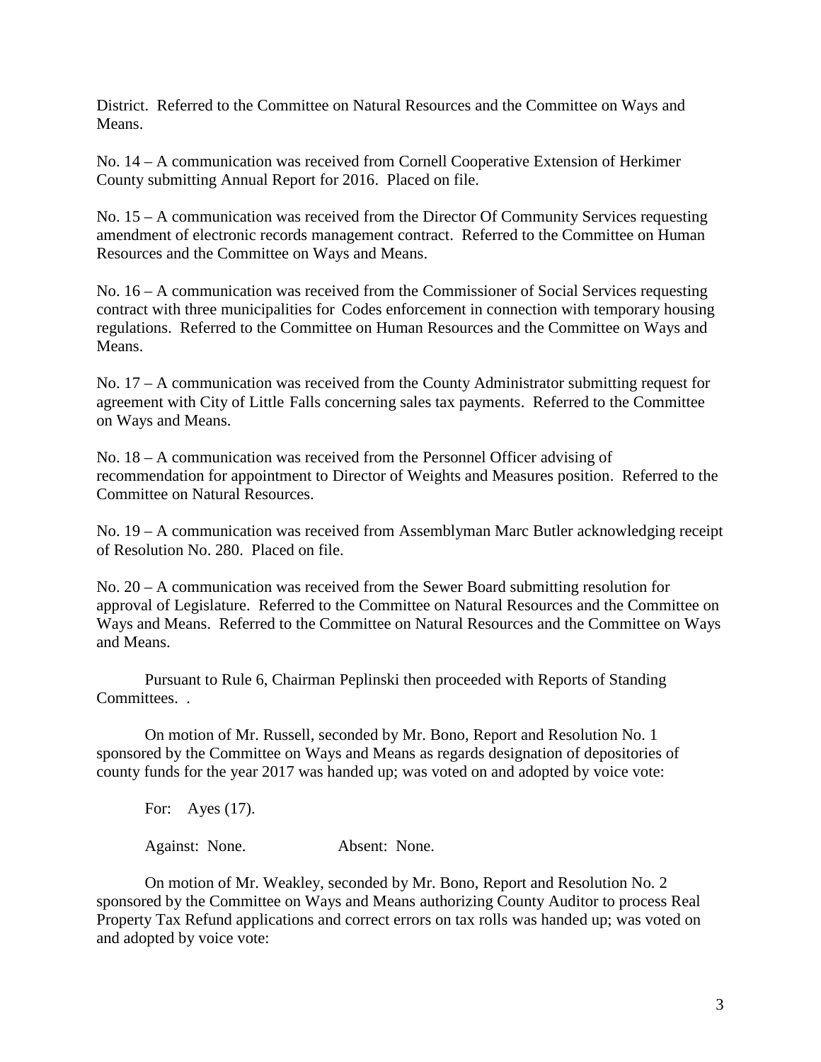District. Referred to the Committee on Natural Resources and the Committee on Ways and Means.

No. 14 – A communication was received from Cornell Cooperative Extension of Herkimer County submitting Annual Report for 2016. Placed on file.

No. 15 – A communication was received from the Director Of Community Services requesting amendment of electronic records management contract. Referred to the Committee on Human Resources and the Committee on Ways and Means.

No. 16 – A communication was received from the Commissioner of Social Services requesting contract with three municipalities for Codes enforcement in connection with temporary housing regulations. Referred to the Committee on Human Resources and the Committee on Ways and Means.

No. 17 – A communication was received from the County Administrator submitting request for agreement with City of Little Falls concerning sales tax payments. Referred to the Committee on Ways and Means.

No. 18 – A communication was received from the Personnel Officer advising of recommendation for appointment to Director of Weights and Measures position. Referred to the Committee on Natural Resources.

No. 19 – A communication was received from Assemblyman Marc Butler acknowledging receipt of Resolution No. 280. Placed on file.

No. 20 – A communication was received from the Sewer Board submitting resolution for approval of Legislature. Referred to the Committee on Natural Resources and the Committee on Ways and Means. Referred to the Committee on Natural Resources and the Committee on Ways and Means.

Pursuant to Rule 6, Chairman Peplinski then proceeded with Reports of Standing Committees. .

On motion of Mr. Russell, seconded by Mr. Bono, Report and Resolution No. 1 sponsored by the Committee on Ways and Means as regards designation of depositories of county funds for the year 2017 was handed up; was voted on and adopted by voice vote:

For: Ayes (17).

Against: None. Absent: None.

On motion of Mr. Weakley, seconded by Mr. Bono, Report and Resolution No. 2 sponsored by the Committee on Ways and Means authorizing County Auditor to process Real Property Tax Refund applications and correct errors on tax rolls was handed up; was voted on and adopted by voice vote: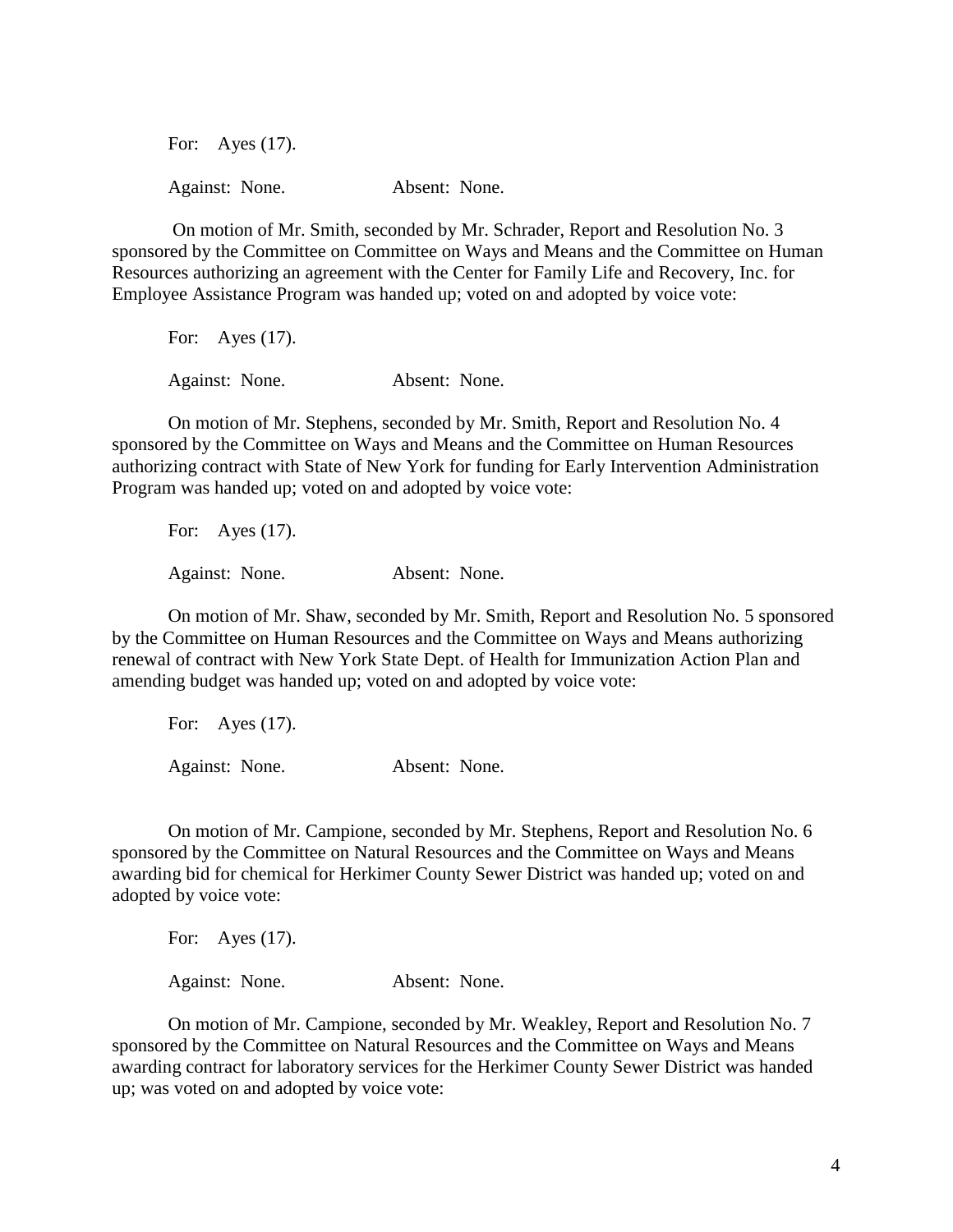For: Ayes (17).

Against: None. Absent: None.

On motion of Mr. Smith, seconded by Mr. Schrader, Report and Resolution No. 3 sponsored by the Committee on Committee on Ways and Means and the Committee on Human Resources authorizing an agreement with the Center for Family Life and Recovery, Inc. for Employee Assistance Program was handed up; voted on and adopted by voice vote:

For: Ayes (17).

Against: None. Absent: None.

On motion of Mr. Stephens, seconded by Mr. Smith, Report and Resolution No. 4 sponsored by the Committee on Ways and Means and the Committee on Human Resources authorizing contract with State of New York for funding for Early Intervention Administration Program was handed up; voted on and adopted by voice vote:

For: Ayes (17).

Against: None. Absent: None.

On motion of Mr. Shaw, seconded by Mr. Smith, Report and Resolution No. 5 sponsored by the Committee on Human Resources and the Committee on Ways and Means authorizing renewal of contract with New York State Dept. of Health for Immunization Action Plan and amending budget was handed up; voted on and adopted by voice vote:

For: Ayes (17).

Against: None. Absent: None.

On motion of Mr. Campione, seconded by Mr. Stephens, Report and Resolution No. 6 sponsored by the Committee on Natural Resources and the Committee on Ways and Means awarding bid for chemical for Herkimer County Sewer District was handed up; voted on and adopted by voice vote:

For: Ayes (17).

Against: None. Absent: None.

On motion of Mr. Campione, seconded by Mr. Weakley, Report and Resolution No. 7 sponsored by the Committee on Natural Resources and the Committee on Ways and Means awarding contract for laboratory services for the Herkimer County Sewer District was handed up; was voted on and adopted by voice vote: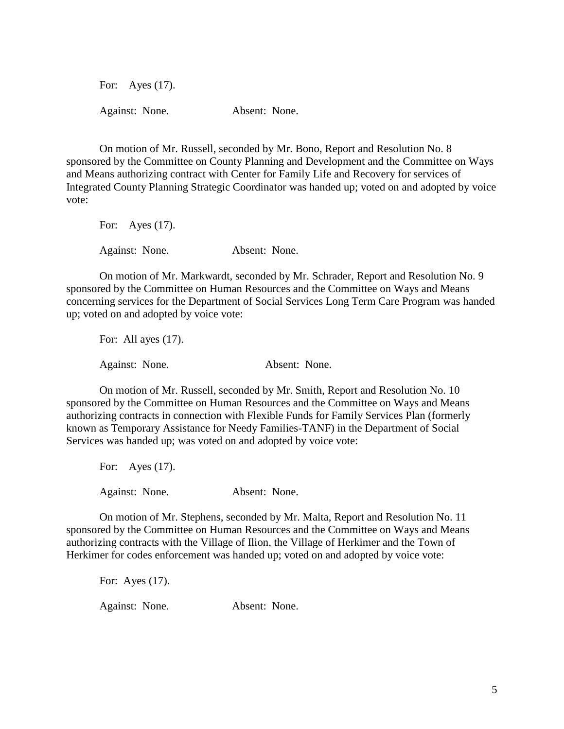For: Ayes (17).

Against: None. Absent: None.

On motion of Mr. Russell, seconded by Mr. Bono, Report and Resolution No. 8 sponsored by the Committee on County Planning and Development and the Committee on Ways and Means authorizing contract with Center for Family Life and Recovery for services of Integrated County Planning Strategic Coordinator was handed up; voted on and adopted by voice vote:

For: Ayes (17).

Against: None. Absent: None.

On motion of Mr. Markwardt, seconded by Mr. Schrader, Report and Resolution No. 9 sponsored by the Committee on Human Resources and the Committee on Ways and Means concerning services for the Department of Social Services Long Term Care Program was handed up; voted on and adopted by voice vote:

For: All ayes (17).

Against: None. Absent: None.

On motion of Mr. Russell, seconded by Mr. Smith, Report and Resolution No. 10 sponsored by the Committee on Human Resources and the Committee on Ways and Means authorizing contracts in connection with Flexible Funds for Family Services Plan (formerly known as Temporary Assistance for Needy Families-TANF) in the Department of Social Services was handed up; was voted on and adopted by voice vote:

For: Ayes (17).

Against: None. Absent: None.

On motion of Mr. Stephens, seconded by Mr. Malta, Report and Resolution No. 11 sponsored by the Committee on Human Resources and the Committee on Ways and Means authorizing contracts with the Village of Ilion, the Village of Herkimer and the Town of Herkimer for codes enforcement was handed up; voted on and adopted by voice vote:

For: Ayes (17).

Against: None. Absent: None.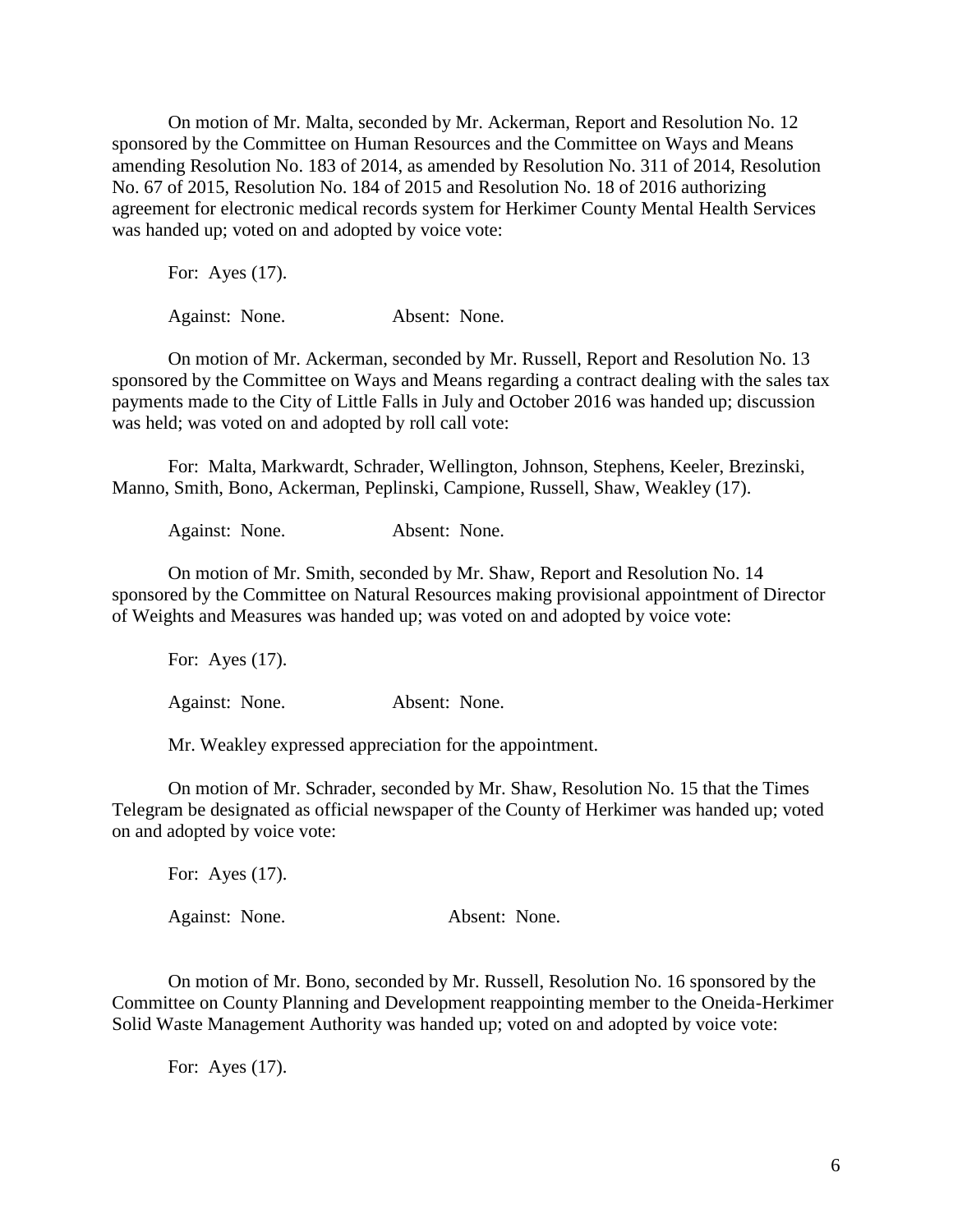On motion of Mr. Malta, seconded by Mr. Ackerman, Report and Resolution No. 12 sponsored by the Committee on Human Resources and the Committee on Ways and Means amending Resolution No. 183 of 2014, as amended by Resolution No. 311 of 2014, Resolution No. 67 of 2015, Resolution No. 184 of 2015 and Resolution No. 18 of 2016 authorizing agreement for electronic medical records system for Herkimer County Mental Health Services was handed up; voted on and adopted by voice vote:

For: Ayes (17).

Against: None. Absent: None.

On motion of Mr. Ackerman, seconded by Mr. Russell, Report and Resolution No. 13 sponsored by the Committee on Ways and Means regarding a contract dealing with the sales tax payments made to the City of Little Falls in July and October 2016 was handed up; discussion was held; was voted on and adopted by roll call vote:

For: Malta, Markwardt, Schrader, Wellington, Johnson, Stephens, Keeler, Brezinski, Manno, Smith, Bono, Ackerman, Peplinski, Campione, Russell, Shaw, Weakley (17).

Against: None. Absent: None.

On motion of Mr. Smith, seconded by Mr. Shaw, Report and Resolution No. 14 sponsored by the Committee on Natural Resources making provisional appointment of Director of Weights and Measures was handed up; was voted on and adopted by voice vote:

For: Ayes (17).

Against: None. Absent: None.

Mr. Weakley expressed appreciation for the appointment.

On motion of Mr. Schrader, seconded by Mr. Shaw, Resolution No. 15 that the Times Telegram be designated as official newspaper of the County of Herkimer was handed up; voted on and adopted by voice vote:

For: Ayes (17).

Against: None. Absent: None.

On motion of Mr. Bono, seconded by Mr. Russell, Resolution No. 16 sponsored by the Committee on County Planning and Development reappointing member to the Oneida-Herkimer Solid Waste Management Authority was handed up; voted on and adopted by voice vote:

For: Ayes (17).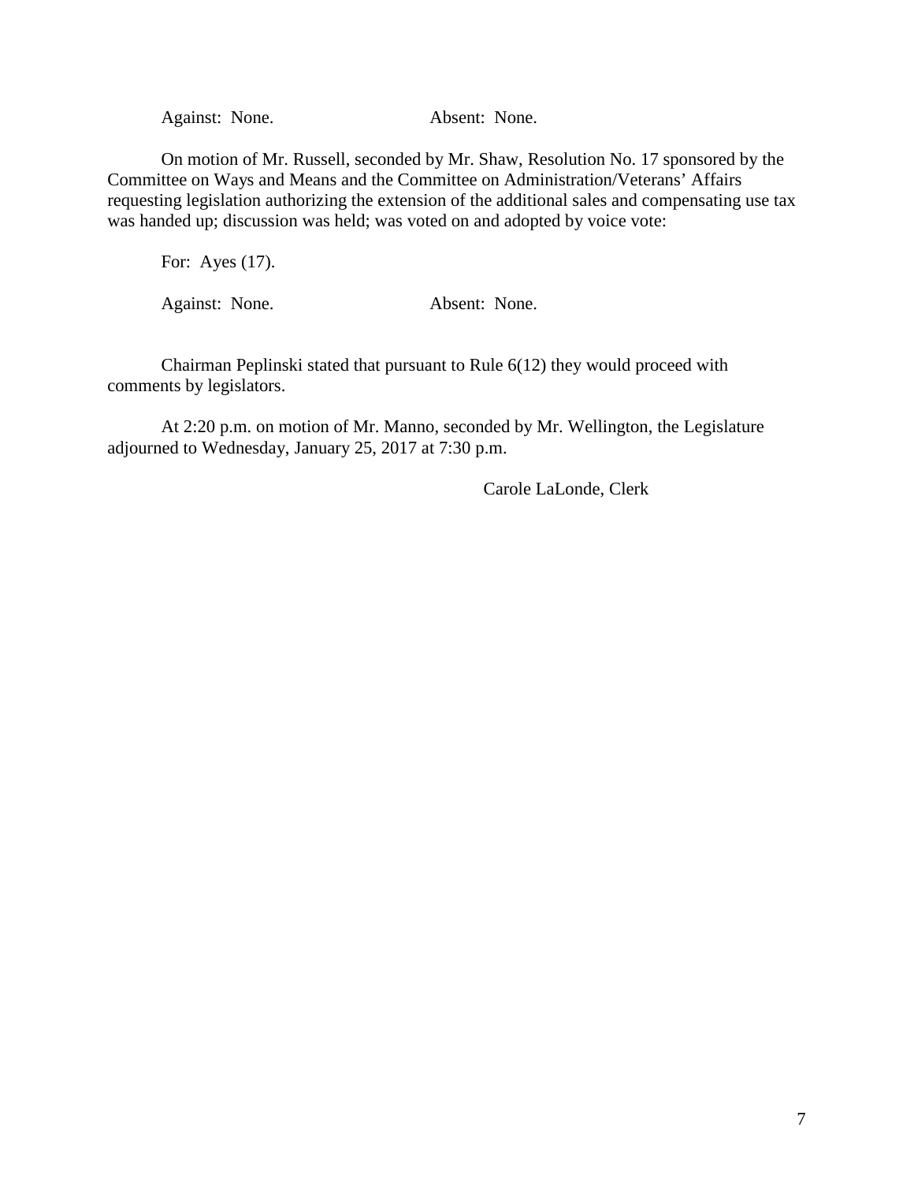Against: None. Absent: None.

On motion of Mr. Russell, seconded by Mr. Shaw, Resolution No. 17 sponsored by the Committee on Ways and Means and the Committee on Administration/Veterans' Affairs requesting legislation authorizing the extension of the additional sales and compensating use tax was handed up; discussion was held; was voted on and adopted by voice vote:

For: Ayes (17).

Against: None. Absent: None.

Chairman Peplinski stated that pursuant to Rule 6(12) they would proceed with comments by legislators.

At 2:20 p.m. on motion of Mr. Manno, seconded by Mr. Wellington, the Legislature adjourned to Wednesday, January 25, 2017 at 7:30 p.m.

Carole LaLonde, Clerk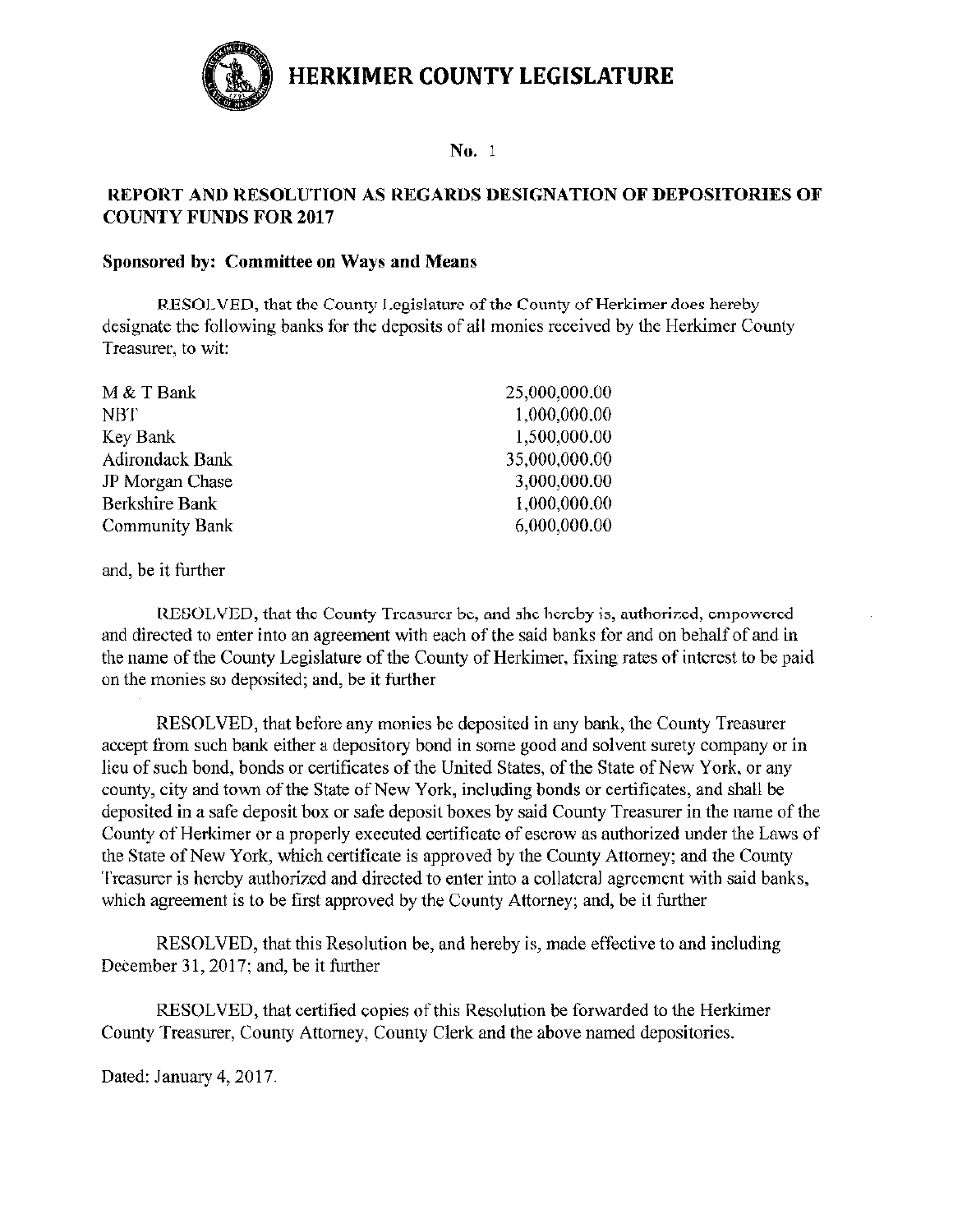# HERKIMER COUNTY LEGISLATURE

**No. 1**

## REPORT AND RESOLUTION AS REGARDS DESIGNATION OF DEPOSITORIES OF COUNTY FUNDS FOR 2017

**Sponsored by: Committee on Ways and Means**

RESOLVED, that the County Legislature of the County of Herkimer does hereby designate the following banks for the deposits of all monies received by the Herkimer County Treasurer, to wit:

| | |
|---|---|
| M & T Bank | 25,000,000.00 |
| NBT | 1,000,000.00 |
| Key Bank | 1,500,000.00 |
| Adirondack Bank | 35,000,000.00 |
| JP Morgan Chase | 3,000,000.00 |
| Berkshire Bank | 1,000,000.00 |
| Community Bank | 6,000,000.00 |

and, be it further

RESOLVED, that the County Treasurer be, and she hereby is, authorized, empowered and directed to enter into an agreement with each of the said banks for and on behalf of and in the name of the County Legislature of the County of Herkimer, fixing rates of interest to be paid on the monies so deposited; and, be it further

RESOLVED, that before any monies be deposited in any bank, the County Treasurer accept from such bank either a depository bond in some good and solvent surety company or in lieu of such bond, bonds or certificates of the United States, of the State of New York, or any county, city and town of the State of New York, including bonds or certificates, and shall be deposited in a safe deposit box or safe deposit boxes by said County Treasurer in the name of the County of Herkimer or a properly executed certificate of escrow as authorized under the Laws of the State of New York, which certificate is approved by the County Attorney; and the County Treasurer is hereby authorized and directed to enter into a collateral agreement with said banks, which agreement is to be first approved by the County Attorney; and, be it further

RESOLVED, that this Resolution be, and hereby is, made effective to and including December 31, 2017; and, be it further

RESOLVED, that certified copies of this Resolution be forwarded to the Herkimer County Treasurer, County Attorney, County Clerk and the above named depositories.

Dated: January 4, 2017.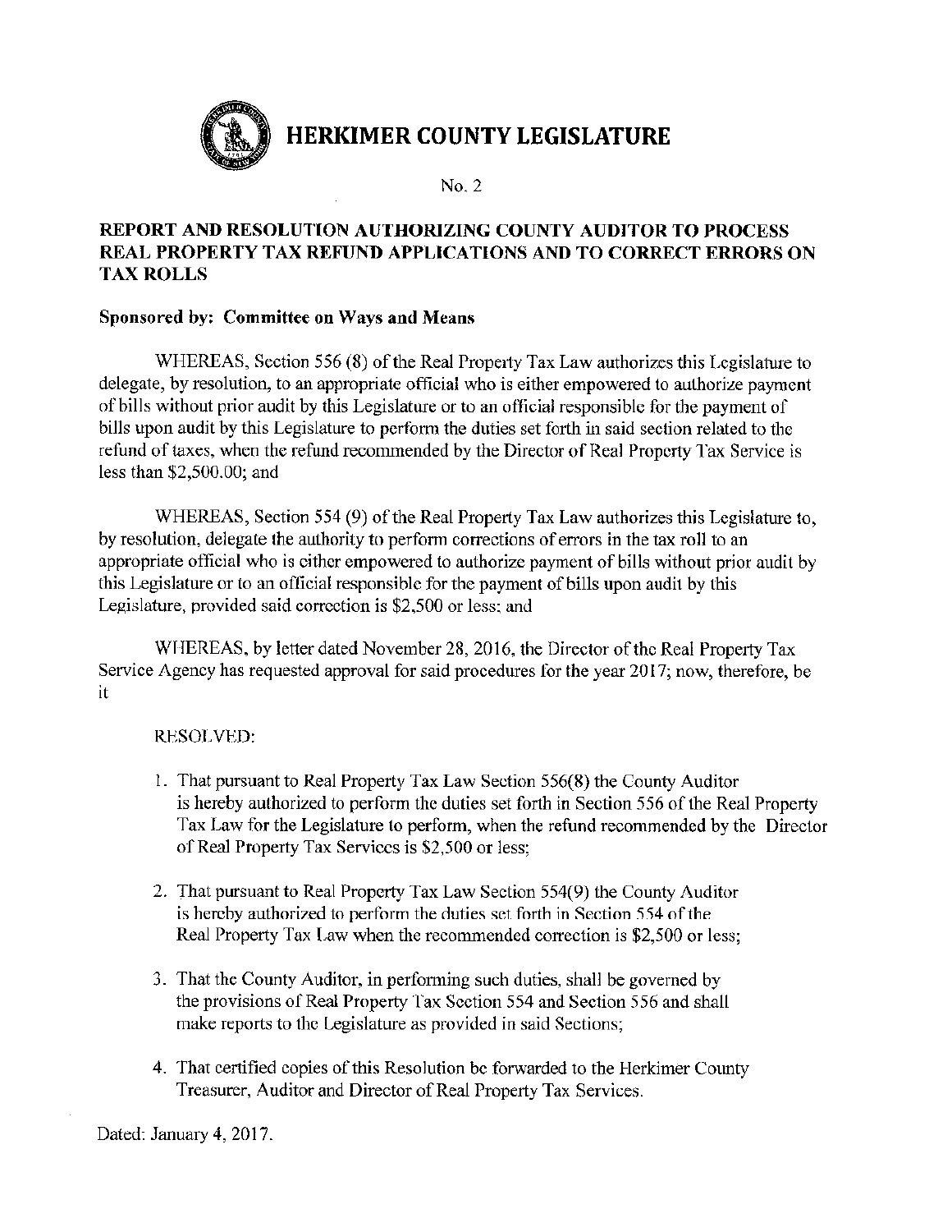# HERKIMER COUNTY LEGISLATURE

No. 2

**REPORT AND RESOLUTION AUTHORIZING COUNTY AUDITOR TO PROCESS REAL PROPERTY TAX REFUND APPLICATIONS AND TO CORRECT ERRORS ON TAX ROLLS**

**Sponsored by: Committee on Ways and Means**

WHEREAS, Section 556 (8) of the Real Property Tax Law authorizes this Legislature to delegate, by resolution, to an appropriate official who is either empowered to authorize payment of bills without prior audit by this Legislature or to an official responsible for the payment of bills upon audit by this Legislature to perform the duties set forth in said section related to the refund of taxes, when the refund recommended by the Director of Real Property Tax Service is less than $2,500.00; and

WHEREAS, Section 554 (9) of the Real Property Tax Law authorizes this Legislature to, by resolution, delegate the authority to perform corrections of errors in the tax roll to an appropriate official who is either empowered to authorize payment of bills without prior audit by this Legislature or to an official responsible for the payment of bills upon audit by this Legislature, provided said correction is $2,500 or less; and

WHEREAS, by letter dated November 28, 2016, the Director of the Real Property Tax Service Agency has requested approval for said procedures for the year 2017; now, therefore, be it

RESOLVED:

1. That pursuant to Real Property Tax Law Section 556(8) the County Auditor is hereby authorized to perform the duties set forth in Section 556 of the Real Property Tax Law for the Legislature to perform, when the refund recommended by the Director of Real Property Tax Services is $2,500 or less;

2. That pursuant to Real Property Tax Law Section 554(9) the County Auditor is hereby authorized to perform the duties set forth in Section 554 of the Real Property Tax Law when the recommended correction is $2,500 or less;

3. That the County Auditor, in performing such duties, shall be governed by the provisions of Real Property Tax Section 554 and Section 556 and shall make reports to the Legislature as provided in said Sections;

4. That certified copies of this Resolution be forwarded to the Herkimer County Treasurer, Auditor and Director of Real Property Tax Services.

Dated: January 4, 2017.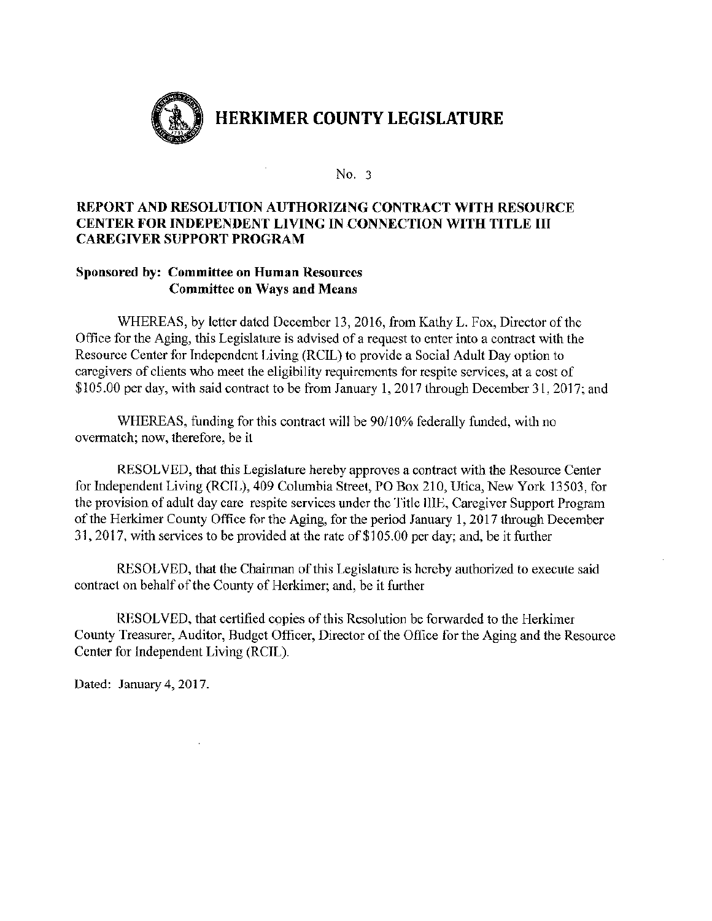# HERKIMER COUNTY LEGISLATURE

No. 3

## REPORT AND RESOLUTION AUTHORIZING CONTRACT WITH RESOURCE CENTER FOR INDEPENDENT LIVING IN CONNECTION WITH TITLE III CAREGIVER SUPPORT PROGRAM

**Sponsored by: Committee on Human Resources**
**Committee on Ways and Means**

WHEREAS, by letter dated December 13, 2016, from Kathy L. Fox, Director of the Office for the Aging, this Legislature is advised of a request to enter into a contract with the Resource Center for Independent Living (RCIL) to provide a Social Adult Day option to caregivers of clients who meet the eligibility requirements for respite services, at a cost of $105.00 per day, with said contract to be from January 1, 2017 through December 31, 2017; and

WHEREAS, funding for this contract will be 90/10% federally funded, with no overmatch; now, therefore, be it

RESOLVED, that this Legislature hereby approves a contract with the Resource Center for Independent Living (RCIL), 409 Columbia Street, PO Box 210, Utica, New York 13503, for the provision of adult day care respite services under the Title IIIE, Caregiver Support Program of the Herkimer County Office for the Aging, for the period January 1, 2017 through December 31, 2017, with services to be provided at the rate of $105.00 per day; and, be it further

RESOLVED, that the Chairman of this Legislature is hereby authorized to execute said contract on behalf of the County of Herkimer; and, be it further

RESOLVED, that certified copies of this Resolution be forwarded to the Herkimer County Treasurer, Auditor, Budget Officer, Director of the Office for the Aging and the Resource Center for Independent Living (RCIL).

Dated: January 4, 2017.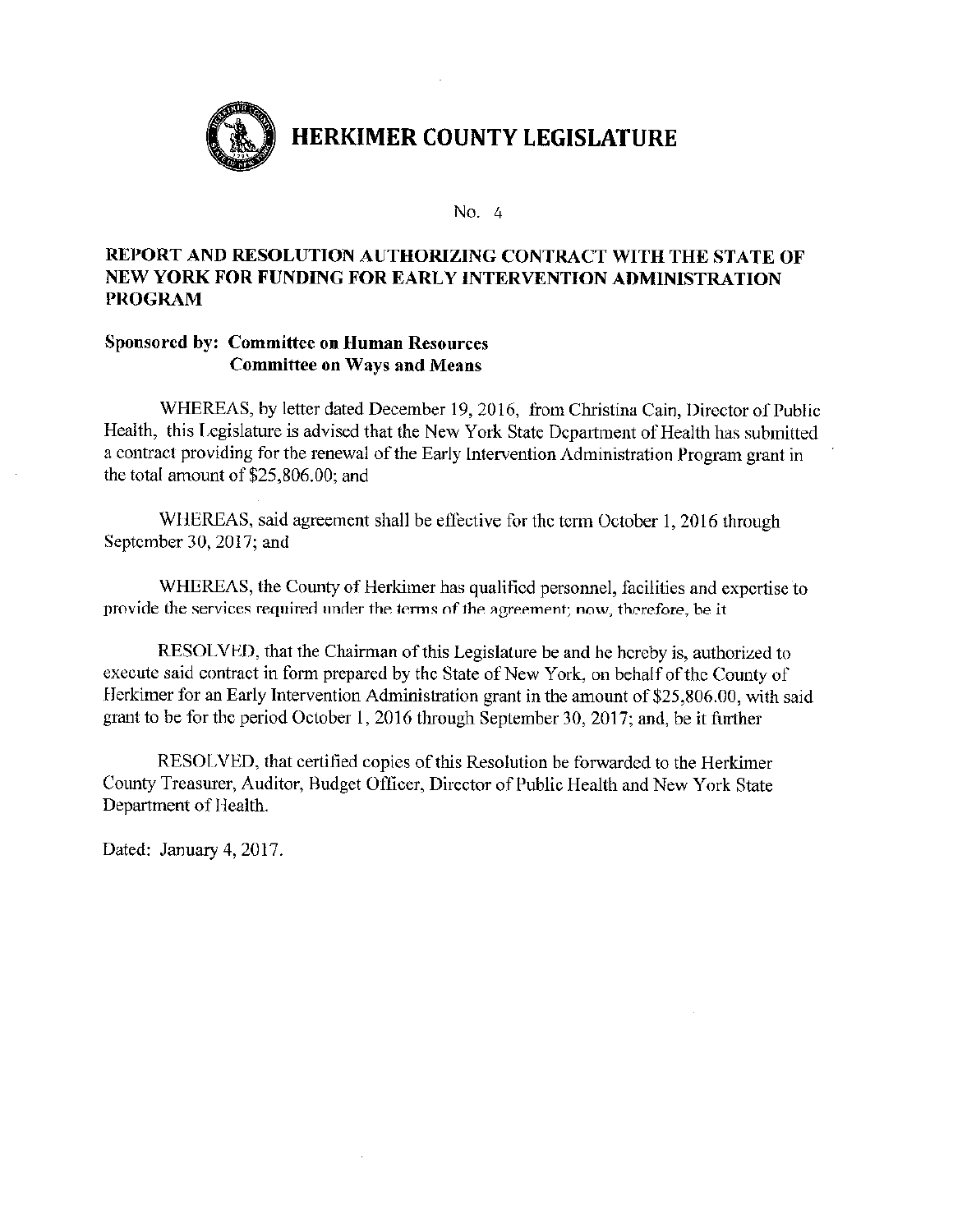# HERKIMER COUNTY LEGISLATURE

No. 4

**REPORT AND RESOLUTION AUTHORIZING CONTRACT WITH THE STATE OF NEW YORK FOR FUNDING FOR EARLY INTERVENTION ADMINISTRATION PROGRAM**

**Sponsored by: Committee on Human Resources**
**Committee on Ways and Means**

WHEREAS, by letter dated December 19, 2016, from Christina Cain, Director of Public Health, this Legislature is advised that the New York State Department of Health has submitted a contract providing for the renewal of the Early Intervention Administration Program grant in the total amount of $25,806.00; and

WHEREAS, said agreement shall be effective for the term October 1, 2016 through September 30, 2017; and

WHEREAS, the County of Herkimer has qualified personnel, facilities and expertise to provide the services required under the terms of the agreement; now, therefore, be it

RESOLVED, that the Chairman of this Legislature be and he hereby is, authorized to execute said contract in form prepared by the State of New York, on behalf of the County of Herkimer for an Early Intervention Administration grant in the amount of $25,806.00, with said grant to be for the period October 1, 2016 through September 30, 2017; and, be it further

RESOLVED, that certified copies of this Resolution be forwarded to the Herkimer County Treasurer, Auditor, Budget Officer, Director of Public Health and New York State Department of Health.

Dated: January 4, 2017.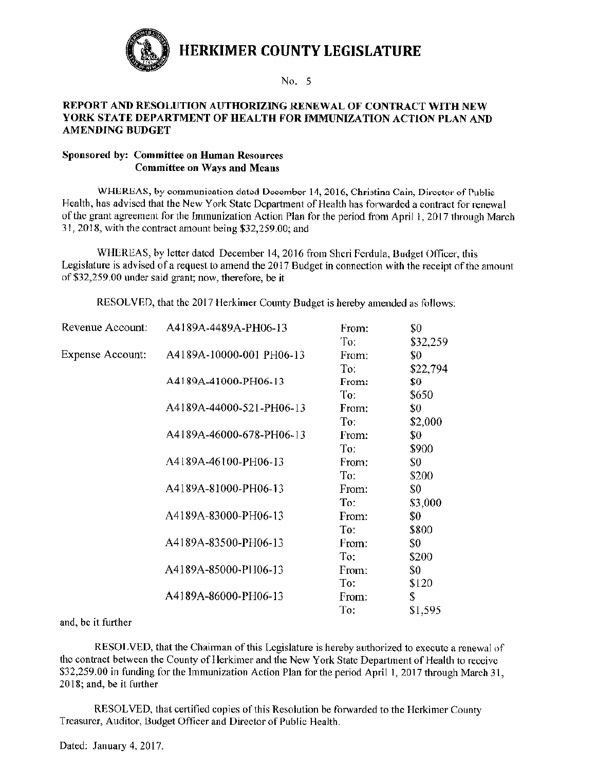# HERKIMER COUNTY LEGISLATURE

No. 5

**REPORT AND RESOLUTION AUTHORIZING RENEWAL OF CONTRACT WITH NEW YORK STATE DEPARTMENT OF HEALTH FOR IMMUNIZATION ACTION PLAN AND AMENDING BUDGET**

**Sponsored by: Committee on Human Resources**
**Committee on Ways and Means**

WHEREAS, by communication dated December 14, 2016, Christina Cain, Director of Public Health, has advised that the New York State Department of Health has forwarded a contract for renewal of the grant agreement for the Immunization Action Plan for the period from April 1, 2017 through March 31, 2018, with the contract amount being $32,259.00; and

WHEREAS, by letter dated December 14, 2016 from Sheri Ferdula, Budget Officer, this Legislature is advised of a request to amend the 2017 Budget in connection with the receipt of the amount of $32,259.00 under said grant; now, therefore, be it

RESOLVED, that the 2017 Herkimer County Budget is hereby amended as follows:

| | | | |
|---|---|---|---|
| Revenue Account: | A4189A-4489A-PH06-13 | From: | $0 |
| | | To: | $32,259 |
| Expense Account: | A4189A-10000-001 PH06-13 | From: | $0 |
| | | To: | $22,794 |
| | A4189A-41000-PH06-13 | From: | $0 |
| | | To: | $650 |
| | A4189A-44000-521-PH06-13 | From: | $0 |
| | | To: | $2,000 |
| | A4189A-46000-678-PH06-13 | From: | $0 |
| | | To: | $900 |
| | A4189A-46100-PH06-13 | From: | $0 |
| | | To: | $200 |
| | A4189A-81000-PH06-13 | From: | $0 |
| | | To: | $3,000 |
| | A4189A-83000-PH06-13 | From: | $0 |
| | | To: | $800 |
| | A4189A-83500-PH06-13 | From: | $0 |
| | | To: | $200 |
| | A4189A-85000-PH06-13 | From: | $0 |
| | | To: | $120 |
| | A4189A-86000-PH06-13 | From: | $ |
| | | To: | $1,595 |

and, be it further

RESOLVED, that the Chairman of this Legislature is hereby authorized to execute a renewal of the contract between the County of Herkimer and the New York State Department of Health to receive $32,259.00 in funding for the Immunization Action Plan for the period April 1, 2017 through March 31, 2018; and, be it further

RESOLVED, that certified copies of this Resolution be forwarded to the Herkimer County Treasurer, Auditor, Budget Officer and Director of Public Health.

Dated: January 4, 2017.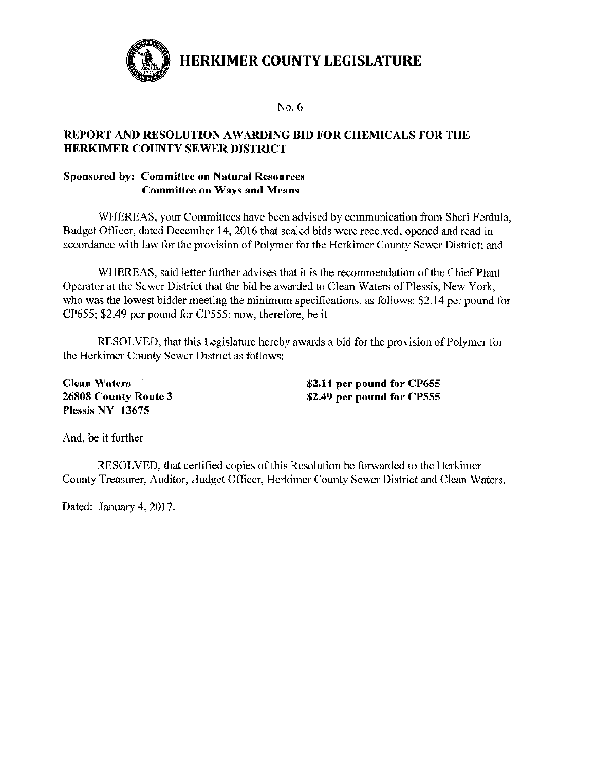# HERKIMER COUNTY LEGISLATURE

No. 6

## REPORT AND RESOLUTION AWARDING BID FOR CHEMICALS FOR THE HERKIMER COUNTY SEWER DISTRICT

**Sponsored by: Committee on Natural Resources**
**Committee on Ways and Means**

WHEREAS, your Committees have been advised by communication from Sheri Ferdula, Budget Officer, dated December 14, 2016 that sealed bids were received, opened and read in accordance with law for the provision of Polymer for the Herkimer County Sewer District; and

WHEREAS, said letter further advises that it is the recommendation of the Chief Plant Operator at the Sewer District that the bid be awarded to Clean Waters of Plessis, New York, who was the lowest bidder meeting the minimum specifications, as follows: $2.14 per pound for CP655; $2.49 per pound for CP555; now, therefore, be it

RESOLVED, that this Legislature hereby awards a bid for the provision of Polymer for the Herkimer County Sewer District as follows:

| | |
|---|---|
| **Clean Waters** | **$2.14 per pound for CP655** |
| **26808 County Route 3** | **$2.49 per pound for CP555** |
| **Plessis NY 13675** | |

And, be it further

RESOLVED, that certified copies of this Resolution be forwarded to the Herkimer County Treasurer, Auditor, Budget Officer, Herkimer County Sewer District and Clean Waters.

Dated: January 4, 2017.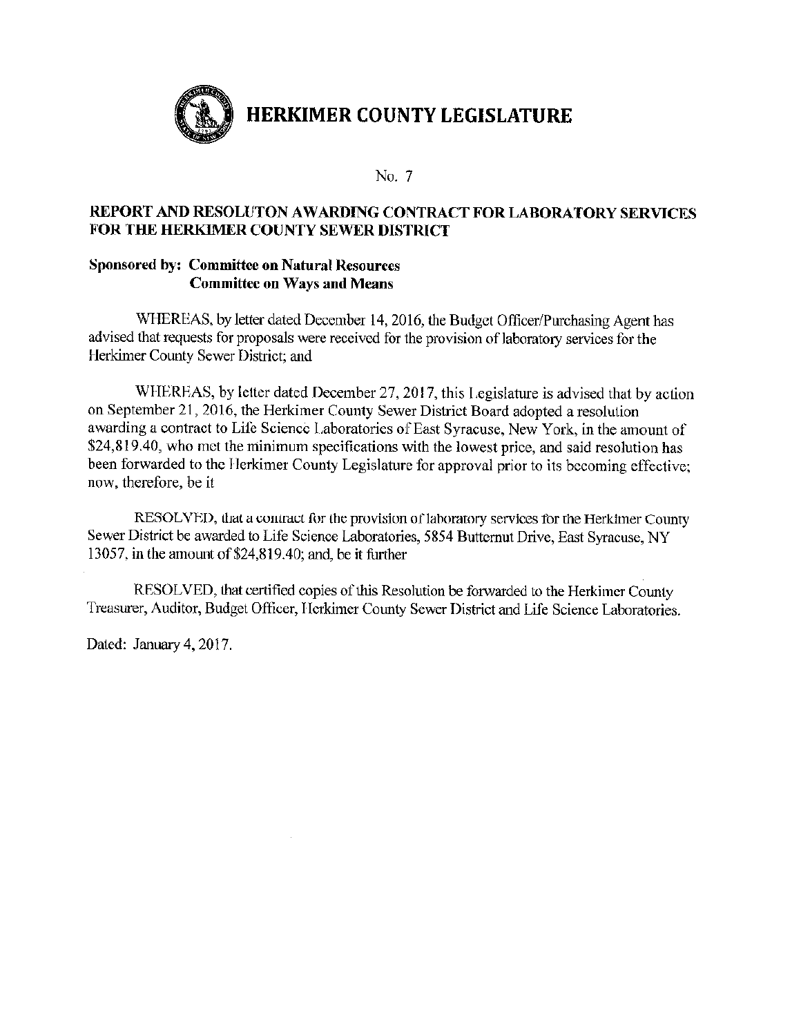# HERKIMER COUNTY LEGISLATURE

No. 7

**REPORT AND RESOLUTON AWARDING CONTRACT FOR LABORATORY SERVICES FOR THE HERKIMER COUNTY SEWER DISTRICT**

**Sponsored by: Committee on Natural Resources**
**Committee on Ways and Means**

WHEREAS, by letter dated December 14, 2016, the Budget Officer/Purchasing Agent has advised that requests for proposals were received for the provision of laboratory services for the Herkimer County Sewer District; and

WHEREAS, by letter dated December 27, 2017, this Legislature is advised that by action on September 21, 2016, the Herkimer County Sewer District Board adopted a resolution awarding a contract to Life Science Laboratories of East Syracuse, New York, in the amount of $24,819.40, who met the minimum specifications with the lowest price, and said resolution has been forwarded to the Herkimer County Legislature for approval prior to its becoming effective; now, therefore, be it

RESOLVED, that a contract for the provision of laboratory services for the Herkimer County Sewer District be awarded to Life Science Laboratories, 5854 Butternut Drive, East Syracuse, NY 13057, in the amount of $24,819.40; and, be it further

RESOLVED, that certified copies of this Resolution be forwarded to the Herkimer County Treasurer, Auditor, Budget Officer, Herkimer County Sewer District and Life Science Laboratories.

Dated: January 4, 2017.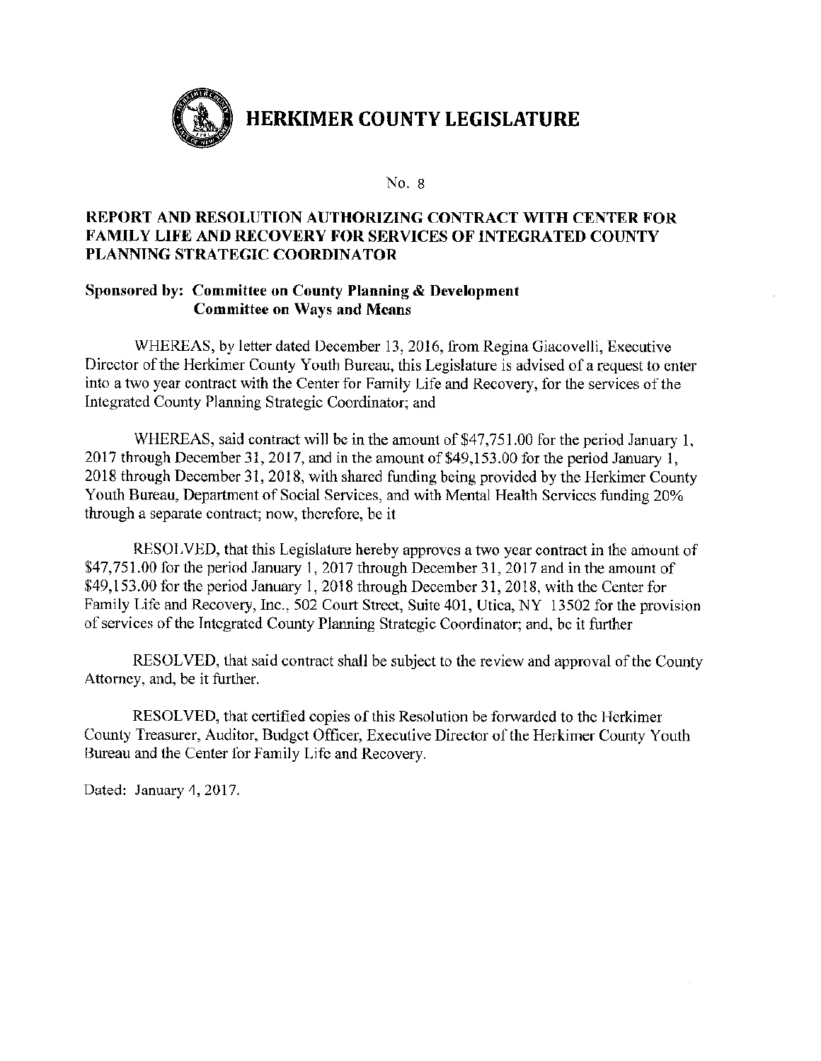# HERKIMER COUNTY LEGISLATURE

No. 8

**REPORT AND RESOLUTION AUTHORIZING CONTRACT WITH CENTER FOR FAMILY LIFE AND RECOVERY FOR SERVICES OF INTEGRATED COUNTY PLANNING STRATEGIC COORDINATOR**

**Sponsored by: Committee on County Planning & Development**
**Committee on Ways and Means**

WHEREAS, by letter dated December 13, 2016, from Regina Giacovelli, Executive Director of the Herkimer County Youth Bureau, this Legislature is advised of a request to enter into a two year contract with the Center for Family Life and Recovery, for the services of the Integrated County Planning Strategic Coordinator; and

WHEREAS, said contract will be in the amount of $47,751.00 for the period January 1, 2017 through December 31, 2017, and in the amount of $49,153.00 for the period January 1, 2018 through December 31, 2018, with shared funding being provided by the Herkimer County Youth Bureau, Department of Social Services, and with Mental Health Services funding 20% through a separate contract; now, therefore, be it

RESOLVED, that this Legislature hereby approves a two year contract in the amount of $47,751.00 for the period January 1, 2017 through December 31, 2017 and in the amount of $49,153.00 for the period January 1, 2018 through December 31, 2018, with the Center for Family Life and Recovery, Inc., 502 Court Street, Suite 401, Utica, NY 13502 for the provision of services of the Integrated County Planning Strategic Coordinator; and, be it further

RESOLVED, that said contract shall be subject to the review and approval of the County Attorney, and, be it further.

RESOLVED, that certified copies of this Resolution be forwarded to the Herkimer County Treasurer, Auditor, Budget Officer, Executive Director of the Herkimer County Youth Bureau and the Center for Family Life and Recovery.

Dated: January 4, 2017.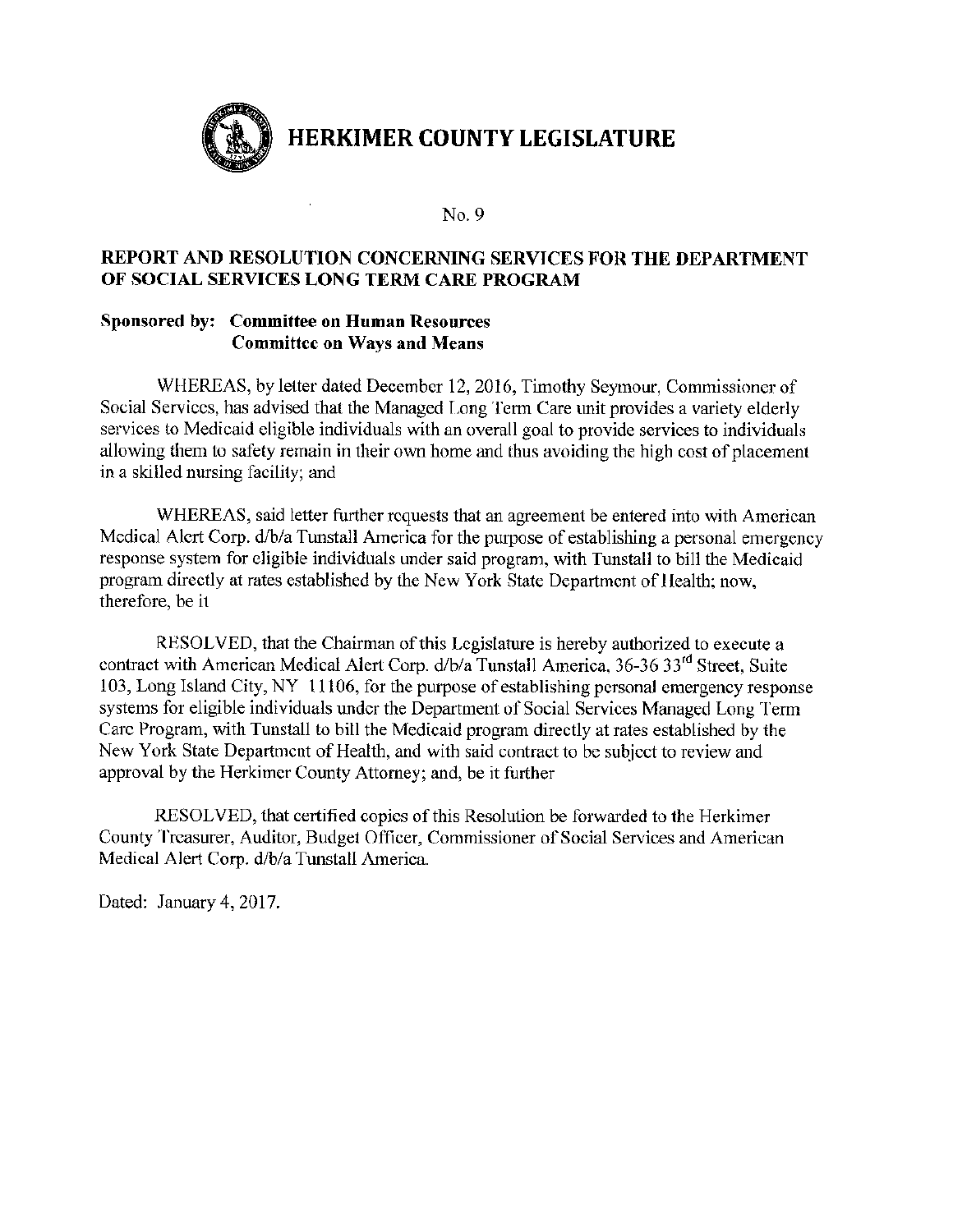# HERKIMER COUNTY LEGISLATURE

No. 9

**REPORT AND RESOLUTION CONCERNING SERVICES FOR THE DEPARTMENT OF SOCIAL SERVICES LONG TERM CARE PROGRAM**

**Sponsored by: Committee on Human Resources**
**Committee on Ways and Means**

WHEREAS, by letter dated December 12, 2016, Timothy Seymour, Commissioner of Social Services, has advised that the Managed Long Term Care unit provides a variety elderly services to Medicaid eligible individuals with an overall goal to provide services to individuals allowing them to safety remain in their own home and thus avoiding the high cost of placement in a skilled nursing facility; and

WHEREAS, said letter further requests that an agreement be entered into with American Medical Alert Corp. d/b/a Tunstall America for the purpose of establishing a personal emergency response system for eligible individuals under said program, with Tunstall to bill the Medicaid program directly at rates established by the New York State Department of Health; now, therefore, be it

RESOLVED, that the Chairman of this Legislature is hereby authorized to execute a contract with American Medical Alert Corp. d/b/a Tunstall America, 36-36 33rd Street, Suite 103, Long Island City, NY 11106, for the purpose of establishing personal emergency response systems for eligible individuals under the Department of Social Services Managed Long Term Care Program, with Tunstall to bill the Medicaid program directly at rates established by the New York State Department of Health, and with said contract to be subject to review and approval by the Herkimer County Attorney; and, be it further

RESOLVED, that certified copies of this Resolution be forwarded to the Herkimer County Treasurer, Auditor, Budget Officer, Commissioner of Social Services and American Medical Alert Corp. d/b/a Tunstall America.

Dated: January 4, 2017.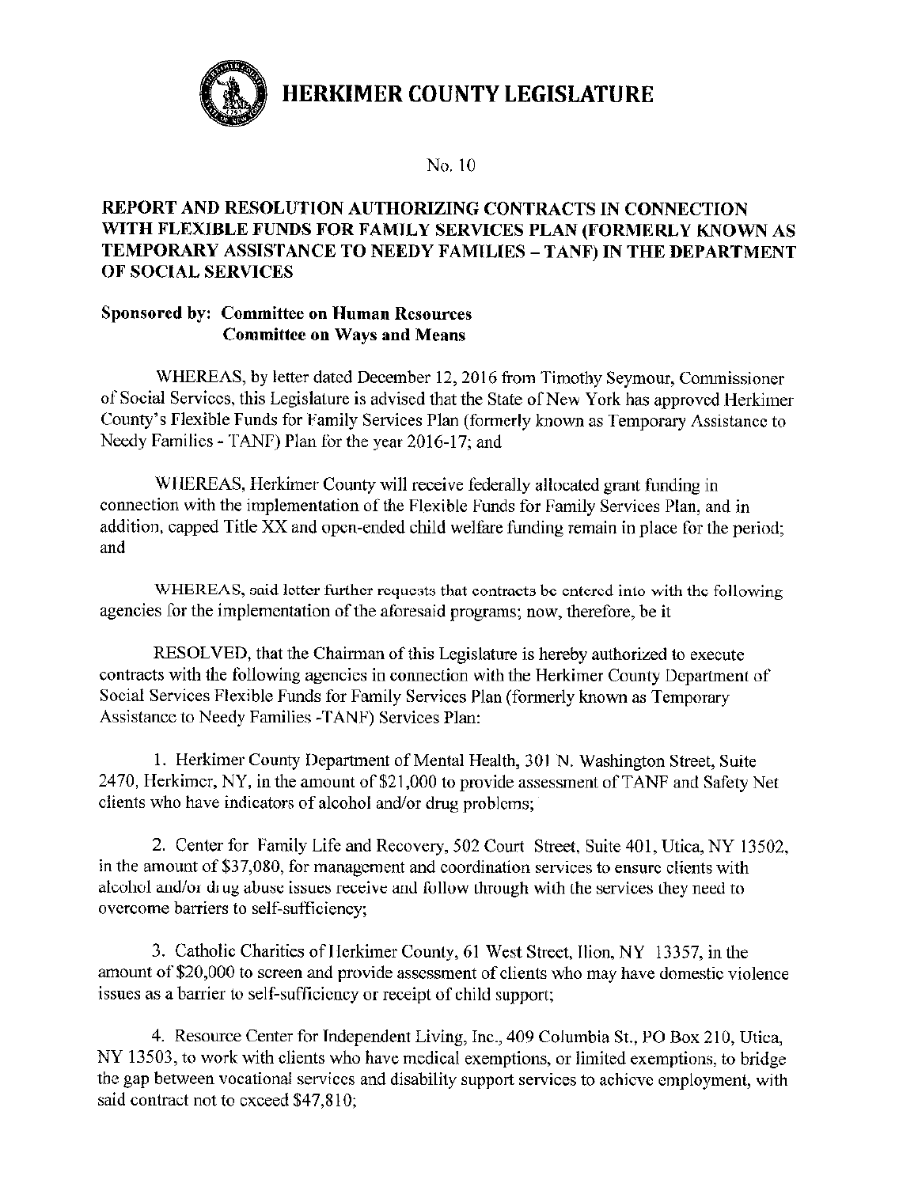# HERKIMER COUNTY LEGISLATURE

No. 10

## REPORT AND RESOLUTION AUTHORIZING CONTRACTS IN CONNECTION WITH FLEXIBLE FUNDS FOR FAMILY SERVICES PLAN (FORMERLY KNOWN AS TEMPORARY ASSISTANCE TO NEEDY FAMILIES – TANF) IN THE DEPARTMENT OF SOCIAL SERVICES

**Sponsored by: Committee on Human Resources**
**Committee on Ways and Means**

WHEREAS, by letter dated December 12, 2016 from Timothy Seymour, Commissioner of Social Services, this Legislature is advised that the State of New York has approved Herkimer County's Flexible Funds for Family Services Plan (formerly known as Temporary Assistance to Needy Families - TANF) Plan for the year 2016-17; and

WHEREAS, Herkimer County will receive federally allocated grant funding in connection with the implementation of the Flexible Funds for Family Services Plan, and in addition, capped Title XX and open-ended child welfare funding remain in place for the period; and

WHEREAS, said letter further requests that contracts be entered into with the following agencies for the implementation of the aforesaid programs; now, therefore, be it

RESOLVED, that the Chairman of this Legislature is hereby authorized to execute contracts with the following agencies in connection with the Herkimer County Department of Social Services Flexible Funds for Family Services Plan (formerly known as Temporary Assistance to Needy Families -TANF) Services Plan:

1. Herkimer County Department of Mental Health, 301 N. Washington Street, Suite 2470, Herkimer, NY, in the amount of $21,000 to provide assessment of TANF and Safety Net clients who have indicators of alcohol and/or drug problems;

2. Center for Family Life and Recovery, 502 Court Street, Suite 401, Utica, NY 13502, in the amount of $37,080, for management and coordination services to ensure clients with alcohol and/or drug abuse issues receive and follow through with the services they need to overcome barriers to self-sufficiency;

3. Catholic Charities of Herkimer County, 61 West Street, Ilion, NY 13357, in the amount of $20,000 to screen and provide assessment of clients who may have domestic violence issues as a barrier to self-sufficiency or receipt of child support;

4. Resource Center for Independent Living, Inc., 409 Columbia St., PO Box 210, Utica, NY 13503, to work with clients who have medical exemptions, or limited exemptions, to bridge the gap between vocational services and disability support services to achieve employment, with said contract not to exceed $47,810;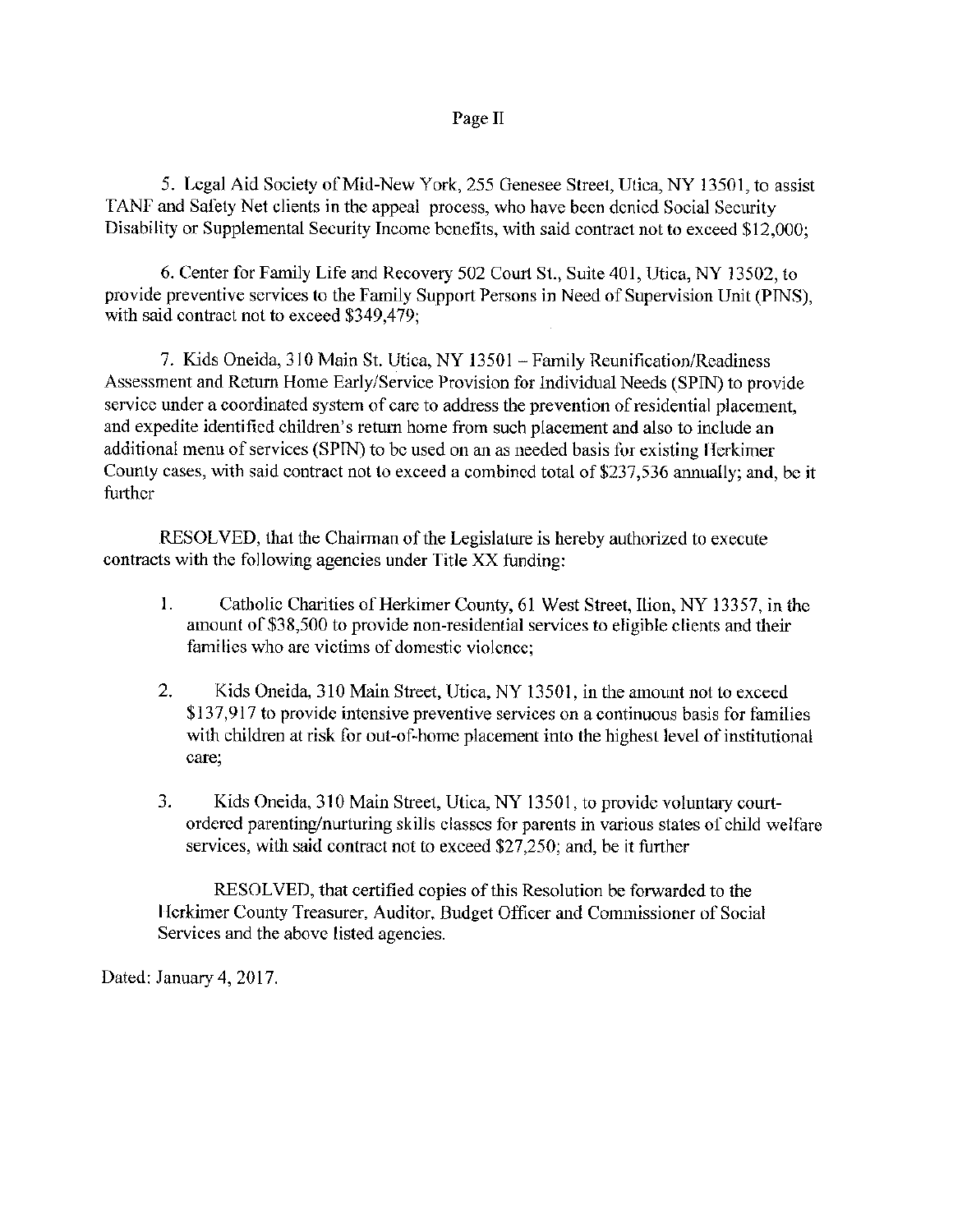5. Legal Aid Society of Mid-New York, 255 Genesee Street, Utica, NY 13501, to assist TANF and Safety Net clients in the appeal process, who have been denied Social Security Disability or Supplemental Security Income benefits, with said contract not to exceed $12,000;

6. Center for Family Life and Recovery 502 Court St., Suite 401, Utica, NY 13502, to provide preventive services to the Family Support Persons in Need of Supervision Unit (PINS), with said contract not to exceed $349,479;

7. Kids Oneida, 310 Main St. Utica, NY 13501 – Family Reunification/Readiness Assessment and Return Home Early/Service Provision for Individual Needs (SPIN) to provide service under a coordinated system of care to address the prevention of residential placement, and expedite identified children's return home from such placement and also to include an additional menu of services (SPIN) to be used on an as needed basis for existing Herkimer County cases, with said contract not to exceed a combined total of $237,536 annually; and, be it further

RESOLVED, that the Chairman of the Legislature is hereby authorized to execute contracts with the following agencies under Title XX funding:

1. Catholic Charities of Herkimer County, 61 West Street, Ilion, NY 13357, in the amount of $38,500 to provide non-residential services to eligible clients and their families who are victims of domestic violence;

2. Kids Oneida, 310 Main Street, Utica, NY 13501, in the amount not to exceed $137,917 to provide intensive preventive services on a continuous basis for families with children at risk for out-of-home placement into the highest level of institutional care;

3. Kids Oneida, 310 Main Street, Utica, NY 13501, to provide voluntary court-ordered parenting/nurturing skills classes for parents in various states of child welfare services, with said contract not to exceed $27,250; and, be it further

RESOLVED, that certified copies of this Resolution be forwarded to the Herkimer County Treasurer, Auditor, Budget Officer and Commissioner of Social Services and the above listed agencies.

Dated: January 4, 2017.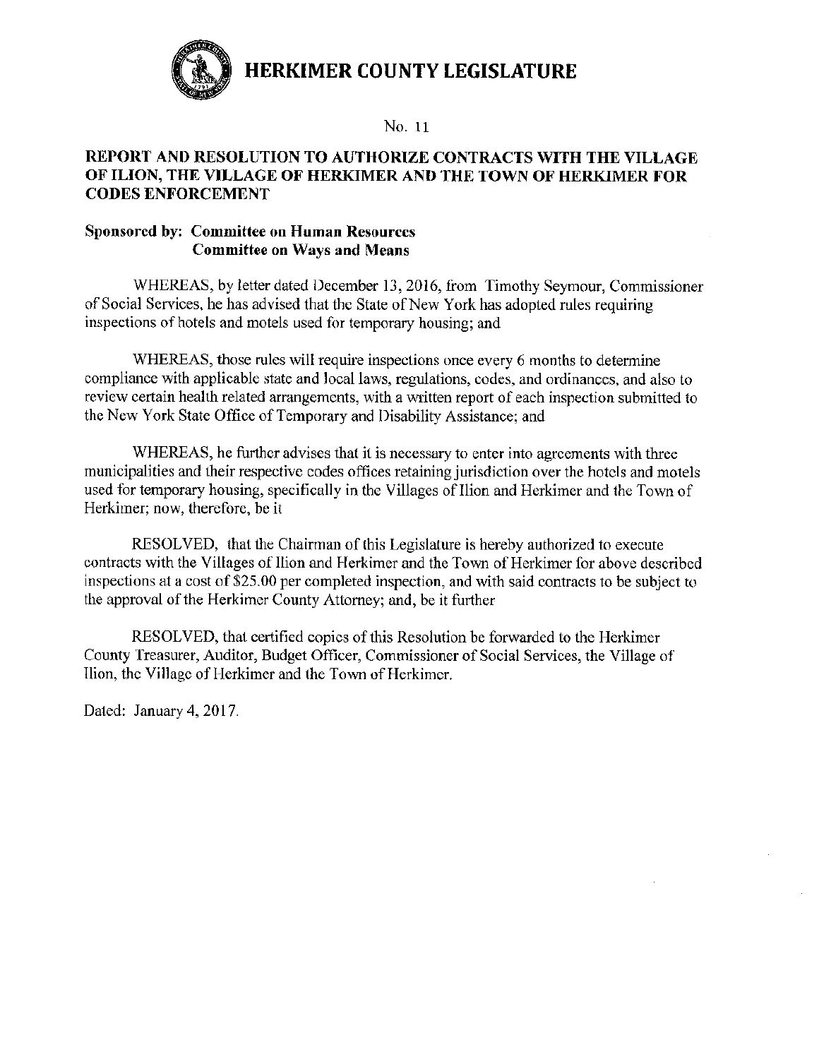# HERKIMER COUNTY LEGISLATURE

No. 11

**REPORT AND RESOLUTION TO AUTHORIZE CONTRACTS WITH THE VILLAGE OF ILION, THE VILLAGE OF HERKIMER AND THE TOWN OF HERKIMER FOR CODES ENFORCEMENT**

**Sponsored by: Committee on Human Resources**
**Committee on Ways and Means**

WHEREAS, by letter dated December 13, 2016, from Timothy Seymour, Commissioner of Social Services, he has advised that the State of New York has adopted rules requiring inspections of hotels and motels used for temporary housing; and

WHEREAS, those rules will require inspections once every 6 months to determine compliance with applicable state and local laws, regulations, codes, and ordinances, and also to review certain health related arrangements, with a written report of each inspection submitted to the New York State Office of Temporary and Disability Assistance; and

WHEREAS, he further advises that it is necessary to enter into agreements with three municipalities and their respective codes offices retaining jurisdiction over the hotels and motels used for temporary housing, specifically in the Villages of Ilion and Herkimer and the Town of Herkimer; now, therefore, be it

RESOLVED, that the Chairman of this Legislature is hereby authorized to execute contracts with the Villages of Ilion and Herkimer and the Town of Herkimer for above described inspections at a cost of $25.00 per completed inspection, and with said contracts to be subject to the approval of the Herkimer County Attorney; and, be it further

RESOLVED, that certified copies of this Resolution be forwarded to the Herkimer County Treasurer, Auditor, Budget Officer, Commissioner of Social Services, the Village of Ilion, the Village of Herkimer and the Town of Herkimer.

Dated: January 4, 2017.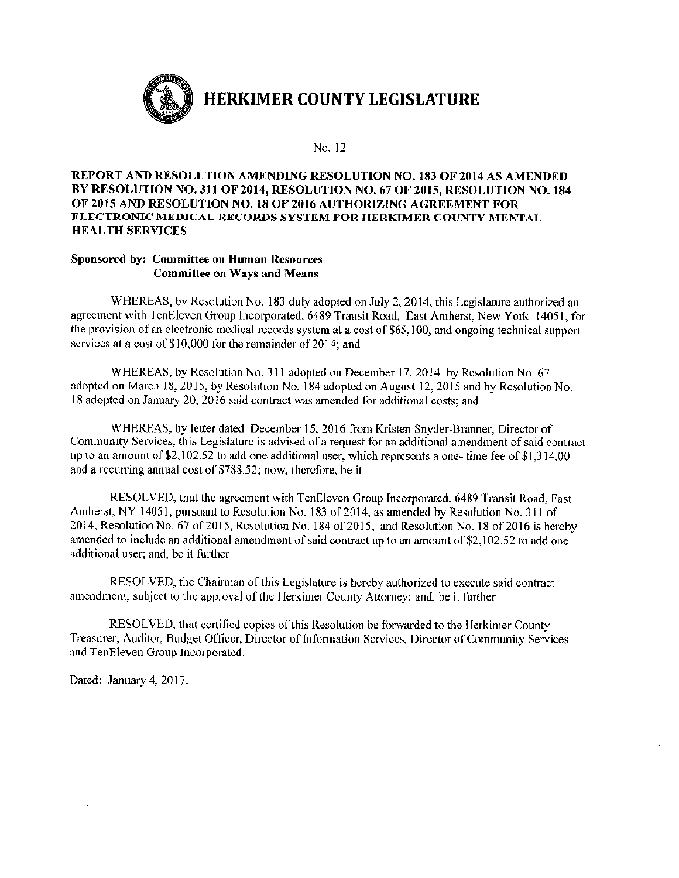# HERKIMER COUNTY LEGISLATURE

No. 12

**REPORT AND RESOLUTION AMENDING RESOLUTION NO. 183 OF 2014 AS AMENDED BY RESOLUTION NO. 311 OF 2014, RESOLUTION NO. 67 OF 2015, RESOLUTION NO. 184 OF 2015 AND RESOLUTION NO. 18 OF 2016 AUTHORIZING AGREEMENT FOR ELECTRONIC MEDICAL RECORDS SYSTEM FOR HERKIMER COUNTY MENTAL HEALTH SERVICES**

**Sponsored by: Committee on Human Resources**
**Committee on Ways and Means**

WHEREAS, by Resolution No. 183 duly adopted on July 2, 2014, this Legislature authorized an agreement with TenEleven Group Incorporated, 6489 Transit Road, East Amherst, New York 14051, for the provision of an electronic medical records system at a cost of $65,100, and ongoing technical support services at a cost of $10,000 for the remainder of 2014; and

WHEREAS, by Resolution No. 311 adopted on December 17, 2014 by Resolution No. 67 adopted on March 18, 2015, by Resolution No. 184 adopted on August 12, 2015 and by Resolution No. 18 adopted on January 20, 2016 said contract was amended for additional costs; and

WHEREAS, by letter dated December 15, 2016 from Kristen Snyder-Branner, Director of Community Services, this Legislature is advised of a request for an additional amendment of said contract up to an amount of $2,102.52 to add one additional user, which represents a one- time fee of $1,314.00 and a recurring annual cost of $788.52; now, therefore, be it

RESOLVED, that the agreement with TenEleven Group Incorporated, 6489 Transit Road, East Amherst, NY 14051, pursuant to Resolution No. 183 of 2014, as amended by Resolution No. 311 of 2014, Resolution No. 67 of 2015, Resolution No. 184 of 2015, and Resolution No. 18 of 2016 is hereby amended to include an additional amendment of said contract up to an amount of $2,102.52 to add one additional user; and, be it further

RESOLVED, the Chairman of this Legislature is hereby authorized to execute said contract amendment, subject to the approval of the Herkimer County Attorney; and, be it further

RESOLVED, that certified copies of this Resolution be forwarded to the Herkimer County Treasurer, Auditor, Budget Officer, Director of Information Services, Director of Community Services and TenEleven Group Incorporated.

Dated: January 4, 2017.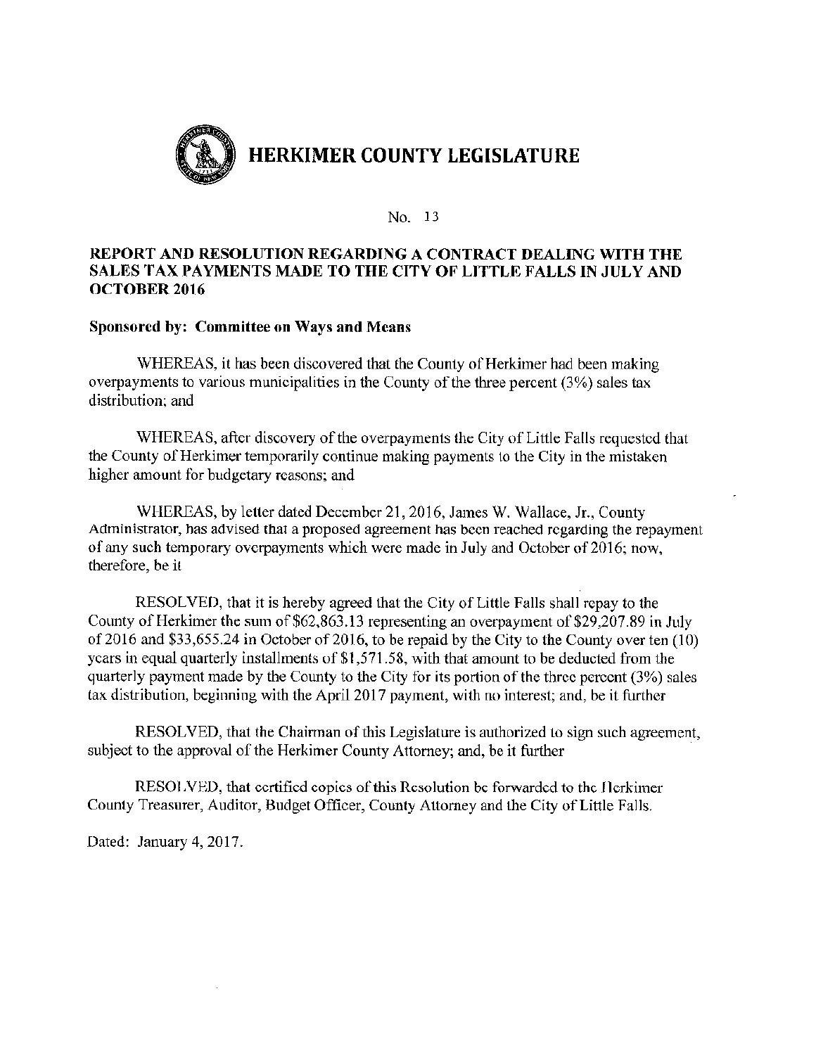# HERKIMER COUNTY LEGISLATURE

No. 13

**REPORT AND RESOLUTION REGARDING A CONTRACT DEALING WITH THE SALES TAX PAYMENTS MADE TO THE CITY OF LITTLE FALLS IN JULY AND OCTOBER 2016**

**Sponsored by: Committee on Ways and Means**

WHEREAS, it has been discovered that the County of Herkimer had been making overpayments to various municipalities in the County of the three percent (3%) sales tax distribution; and

WHEREAS, after discovery of the overpayments the City of Little Falls requested that the County of Herkimer temporarily continue making payments to the City in the mistaken higher amount for budgetary reasons; and

WHEREAS, by letter dated December 21, 2016, James W. Wallace, Jr., County Administrator, has advised that a proposed agreement has been reached regarding the repayment of any such temporary overpayments which were made in July and October of 2016; now, therefore, be it

RESOLVED, that it is hereby agreed that the City of Little Falls shall repay to the County of Herkimer the sum of $62,863.13 representing an overpayment of $29,207.89 in July of 2016 and $33,655.24 in October of 2016, to be repaid by the City to the County over ten (10) years in equal quarterly installments of $1,571.58, with that amount to be deducted from the quarterly payment made by the County to the City for its portion of the three percent (3%) sales tax distribution, beginning with the April 2017 payment, with no interest; and, be it further

RESOLVED, that the Chairman of this Legislature is authorized to sign such agreement, subject to the approval of the Herkimer County Attorney; and, be it further

RESOLVED, that certified copies of this Resolution be forwarded to the Herkimer County Treasurer, Auditor, Budget Officer, County Attorney and the City of Little Falls.

Dated: January 4, 2017.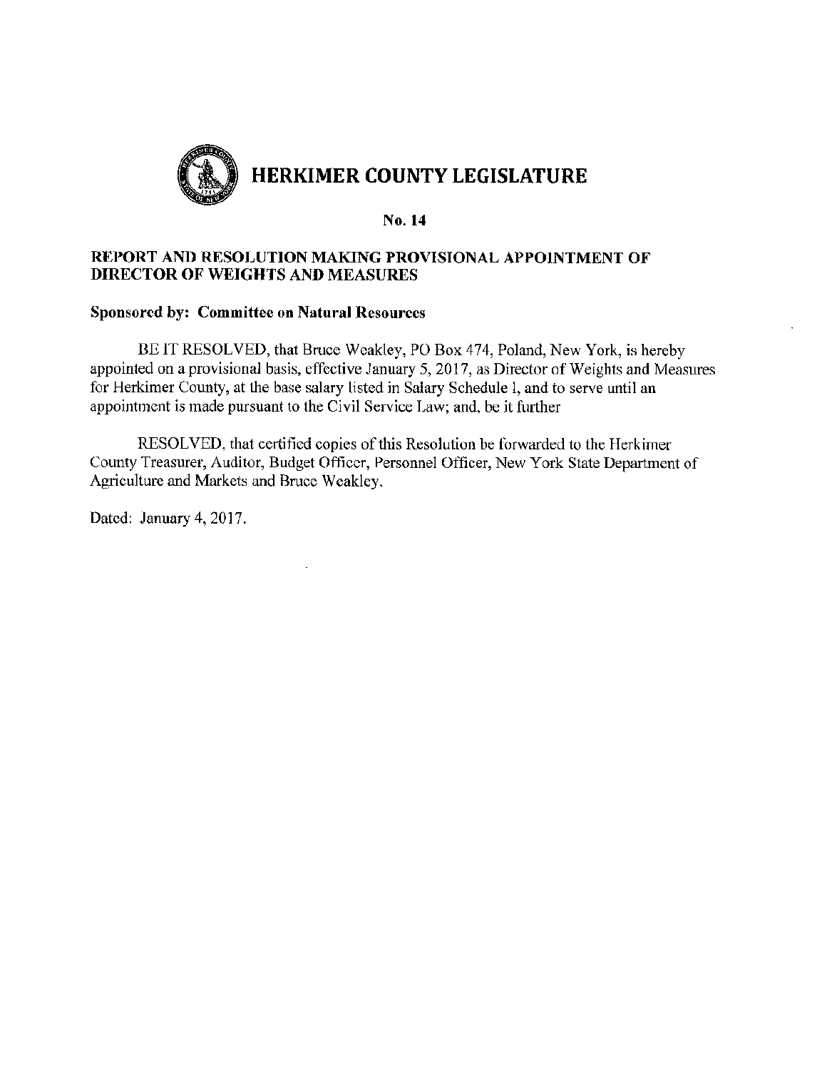# HERKIMER COUNTY LEGISLATURE

**No. 14**

**REPORT AND RESOLUTION MAKING PROVISIONAL APPOINTMENT OF DIRECTOR OF WEIGHTS AND MEASURES**

**Sponsored by: Committee on Natural Resources**

BE IT RESOLVED, that Bruce Weakley, PO Box 474, Poland, New York, is hereby appointed on a provisional basis, effective January 5, 2017, as Director of Weights and Measures for Herkimer County, at the base salary listed in Salary Schedule I, and to serve until an appointment is made pursuant to the Civil Service Law; and, be it further

RESOLVED, that certified copies of this Resolution be forwarded to the Herkimer County Treasurer, Auditor, Budget Officer, Personnel Officer, New York State Department of Agriculture and Markets and Bruce Weakley.

Dated: January 4, 2017.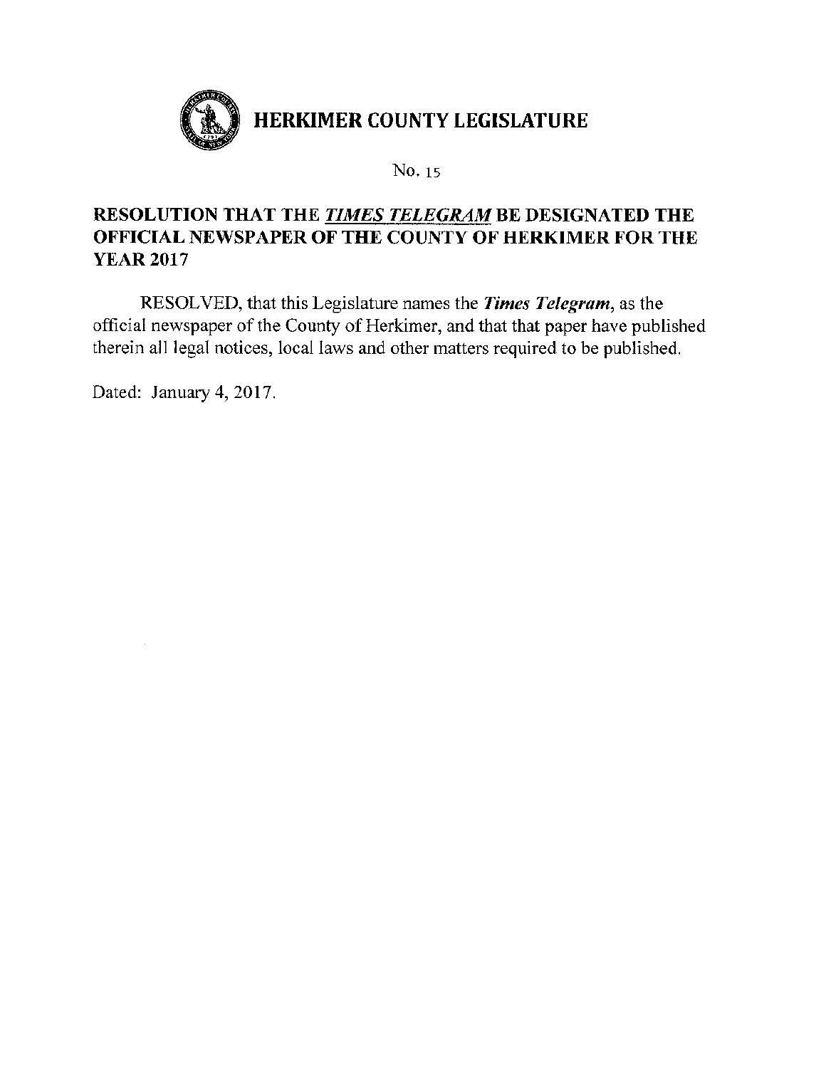# HERKIMER COUNTY LEGISLATURE

No. 15

## RESOLUTION THAT THE ***TIMES TELEGRAM*** BE DESIGNATED THE OFFICIAL NEWSPAPER OF THE COUNTY OF HERKIMER FOR THE YEAR 2017

RESOLVED, that this Legislature names the ***Times Telegram***, as the official newspaper of the County of Herkimer, and that that paper have published therein all legal notices, local laws and other matters required to be published.

Dated: January 4, 2017.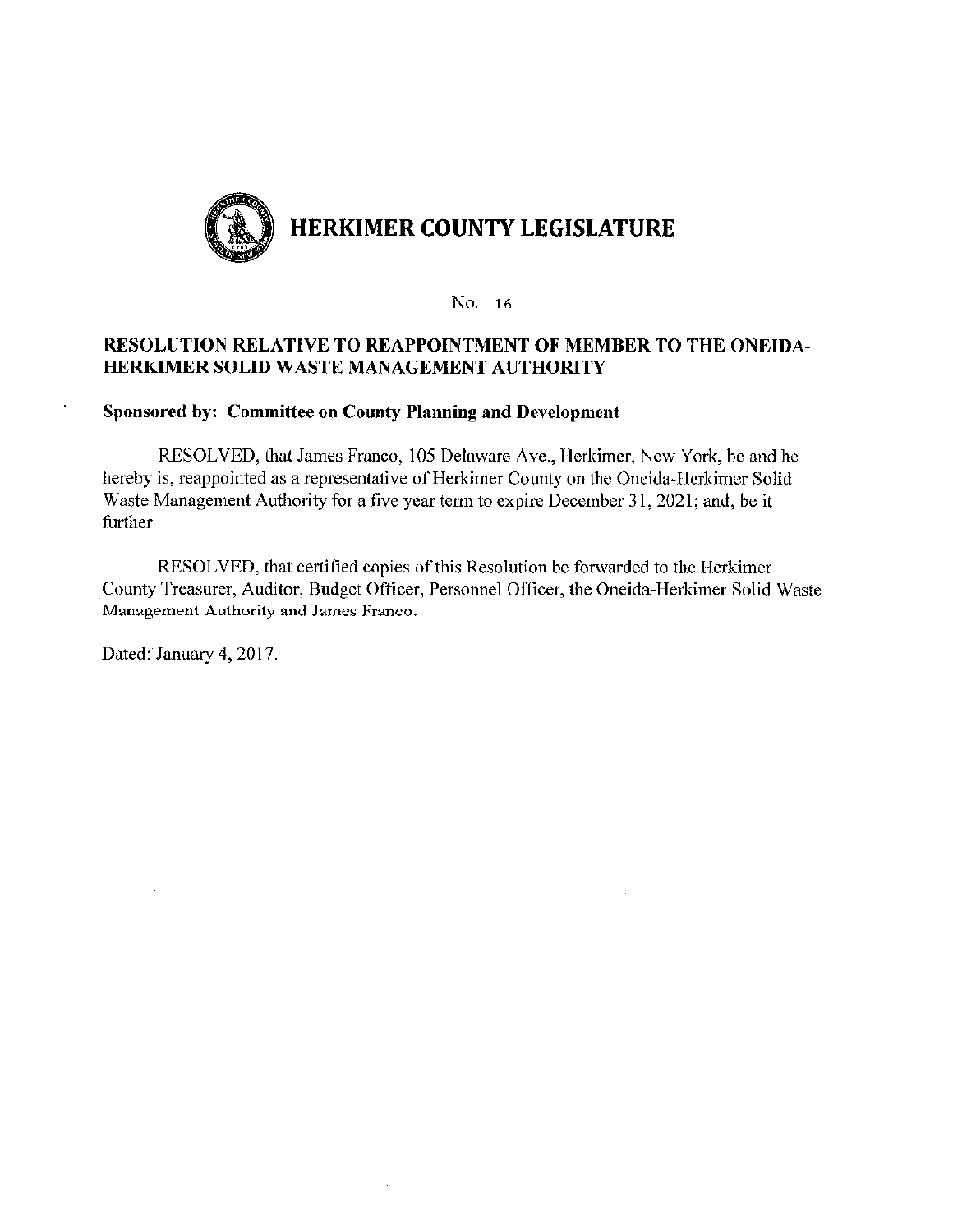# HERKIMER COUNTY LEGISLATURE

No. 16

**RESOLUTION RELATIVE TO REAPPOINTMENT OF MEMBER TO THE ONEIDA-HERKIMER SOLID WASTE MANAGEMENT AUTHORITY**

**Sponsored by: Committee on County Planning and Development**

RESOLVED, that James Franco, 105 Delaware Ave., Herkimer, New York, be and he hereby is, reappointed as a representative of Herkimer County on the Oneida-Herkimer Solid Waste Management Authority for a five year term to expire December 31, 2021; and, be it further

RESOLVED, that certified copies of this Resolution be forwarded to the Herkimer County Treasurer, Auditor, Budget Officer, Personnel Officer, the Oneida-Herkimer Solid Waste Management Authority and James Franco.

Dated: January 4, 2017.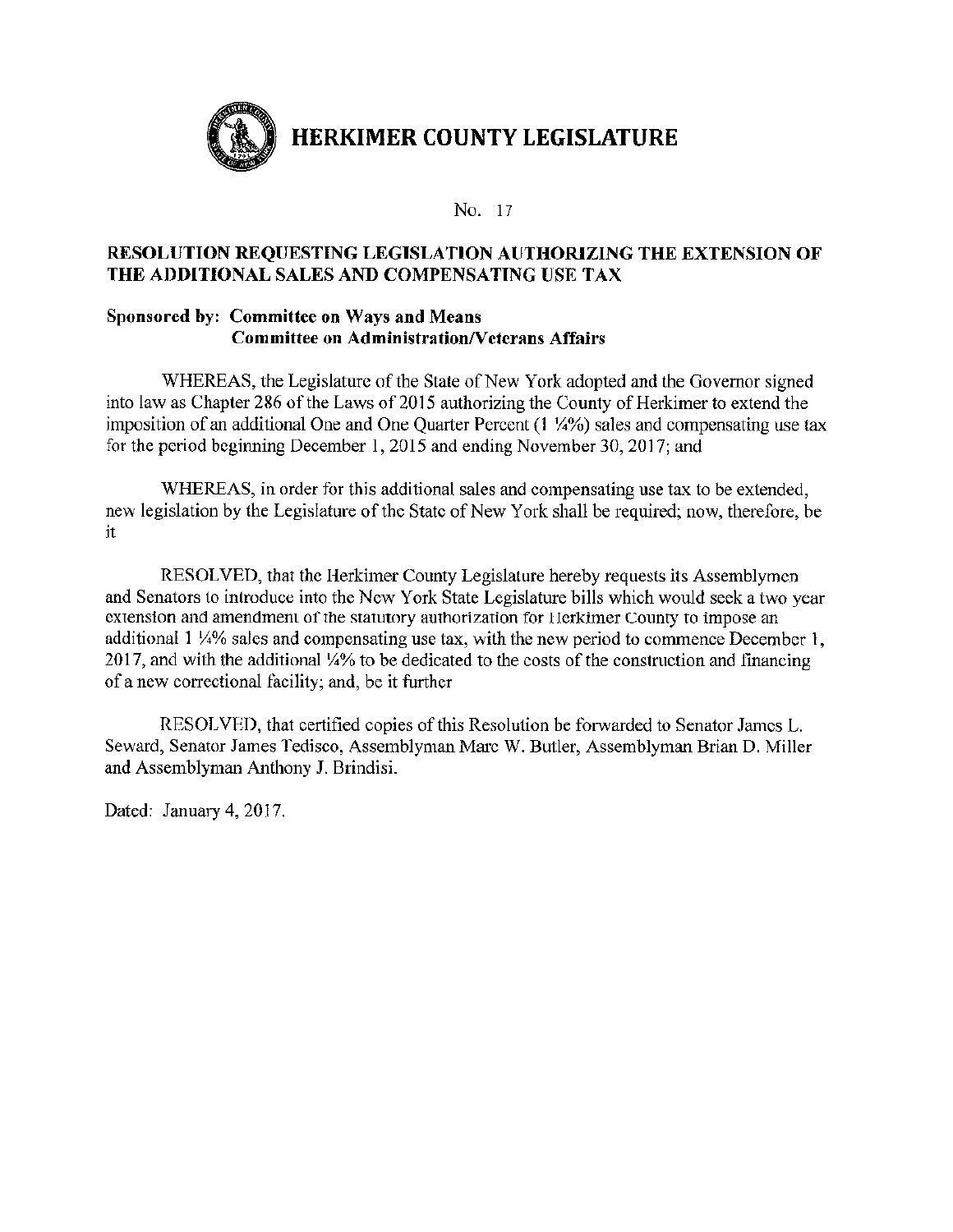# HERKIMER COUNTY LEGISLATURE

No. 17

**RESOLUTION REQUESTING LEGISLATION AUTHORIZING THE EXTENSION OF THE ADDITIONAL SALES AND COMPENSATING USE TAX**

**Sponsored by: Committee on Ways and Means**
**Committee on Administration/Veterans Affairs**

WHEREAS, the Legislature of the State of New York adopted and the Governor signed into law as Chapter 286 of the Laws of 2015 authorizing the County of Herkimer to extend the imposition of an additional One and One Quarter Percent (1 ¼%) sales and compensating use tax for the period beginning December 1, 2015 and ending November 30, 2017; and

WHEREAS, in order for this additional sales and compensating use tax to be extended, new legislation by the Legislature of the State of New York shall be required; now, therefore, be it

RESOLVED, that the Herkimer County Legislature hereby requests its Assemblymen and Senators to introduce into the New York State Legislature bills which would seek a two year extension and amendment of the statutory authorization for Herkimer County to impose an additional 1 ¼% sales and compensating use tax, with the new period to commence December 1, 2017, and with the additional ¼% to be dedicated to the costs of the construction and financing of a new correctional facility; and, be it further

RESOLVED, that certified copies of this Resolution be forwarded to Senator James L. Seward, Senator James Tedisco, Assemblyman Marc W. Butler, Assemblyman Brian D. Miller and Assemblyman Anthony J. Brindisi.

Dated: January 4, 2017.